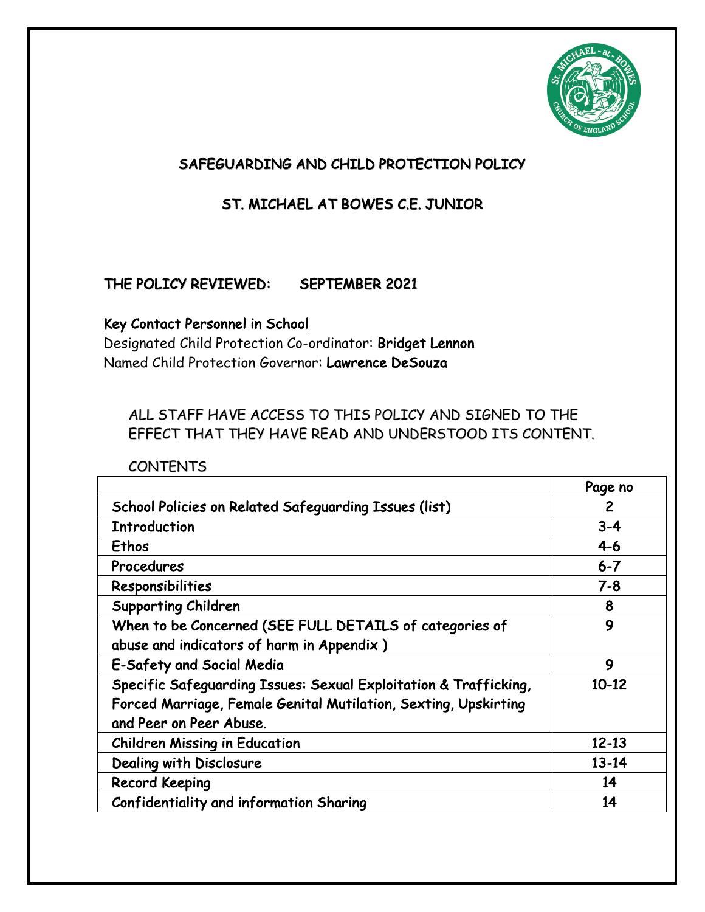# SAFEGUARDING AND CHILD PROTECTION POLICY

## ST. MICHAEL AT BOWES C.E. JUNIOR

**THE POLICY REVIEWED: SEPTEMBER 2021**

<u>Key Contact Personnel in School</u>

Designated Child Protection Co-ordinator: **Bridget Lennon**

Named Child Protection Governor: **Lawrence DeSouza**

ALL STAFF HAVE ACCESS TO THIS POLICY AND SIGNED TO THE EFFECT THAT THEY HAVE READ AND UNDERSTOOD ITS CONTENT.

CONTENTS

| | Page no |
|---|---|
| School Policies on Related Safeguarding Issues (list) | 2 |
| Introduction | 3-4 |
| Ethos | 4-6 |
| Procedures | 6-7 |
| Responsibilities | 7-8 |
| Supporting Children | 8 |
| When to be Concerned (SEE FULL DETAILS of categories of abuse and indicators of harm in Appendix ) | 9 |
| E-Safety and Social Media | 9 |
| Specific Safeguarding Issues: Sexual Exploitation & Trafficking, Forced Marriage, Female Genital Mutilation, Sexting, Upskirting and Peer on Peer Abuse. | 10-12 |
| Children Missing in Education | 12-13 |
| Dealing with Disclosure | 13-14 |
| Record Keeping | 14 |
| Confidentiality and information Sharing | 14 |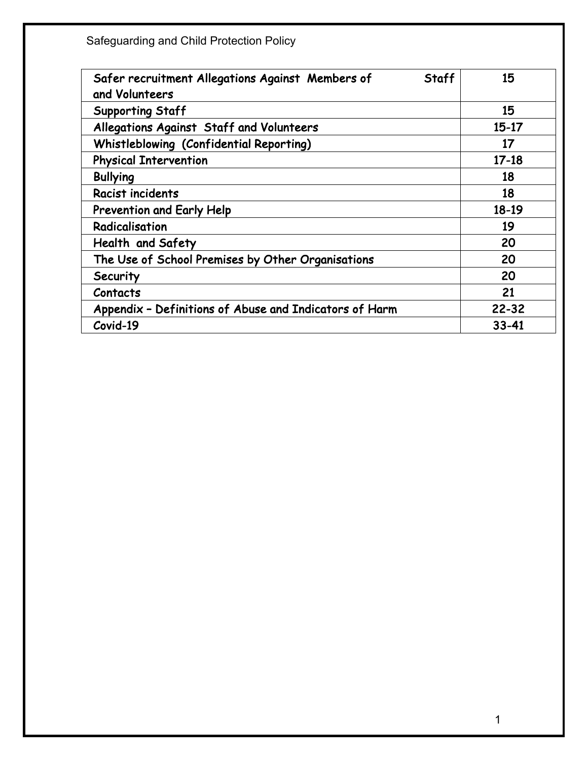| Safer recruitment Allegations Against Members of Staff and Volunteers | 15 |
|---|---|
| Supporting Staff | 15 |
| Allegations Against Staff and Volunteers | 15-17 |
| Whistleblowing (Confidential Reporting) | 17 |
| Physical Intervention | 17-18 |
| Bullying | 18 |
| Racist incidents | 18 |
| Prevention and Early Help | 18-19 |
| Radicalisation | 19 |
| Health and Safety | 20 |
| The Use of School Premises by Other Organisations | 20 |
| Security | 20 |
| Contacts | 21 |
| Appendix – Definitions of Abuse and Indicators of Harm | 22-32 |
| Covid-19 | 33-41 |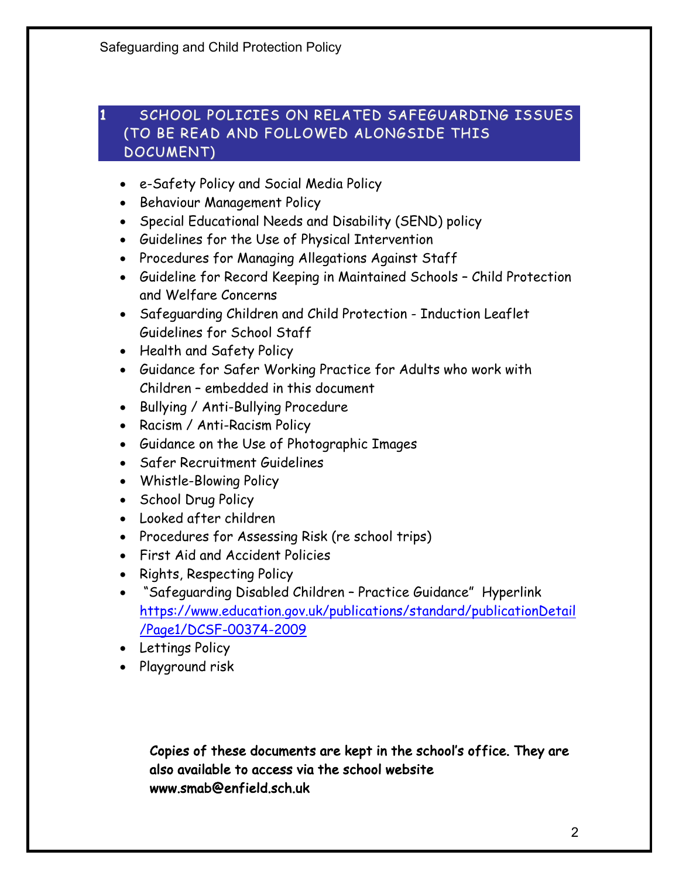## 1 SCHOOL POLICIES ON RELATED SAFEGUARDING ISSUES (TO BE READ AND FOLLOWED ALONGSIDE THIS DOCUMENT)

- e-Safety Policy and Social Media Policy
- Behaviour Management Policy
- Special Educational Needs and Disability (SEND) policy
- Guidelines for the Use of Physical Intervention
- Procedures for Managing Allegations Against Staff
- Guideline for Record Keeping in Maintained Schools – Child Protection and Welfare Concerns
- Safeguarding Children and Child Protection - Induction Leaflet Guidelines for School Staff
- Health and Safety Policy
- Guidance for Safer Working Practice for Adults who work with Children – embedded in this document
- Bullying / Anti-Bullying Procedure
- Racism / Anti-Racism Policy
- Guidance on the Use of Photographic Images
- Safer Recruitment Guidelines
- Whistle-Blowing Policy
- School Drug Policy
- Looked after children
- Procedures for Assessing Risk (re school trips)
- First Aid and Accident Policies
- Rights, Respecting Policy
- "Safeguarding Disabled Children – Practice Guidance" Hyperlink https://www.education.gov.uk/publications/standard/publicationDetail/Page1/DCSF-00374-2009
- Lettings Policy
- Playground risk

**Copies of these documents are kept in the school's office. They are also available to access via the school website www.smab@enfield.sch.uk**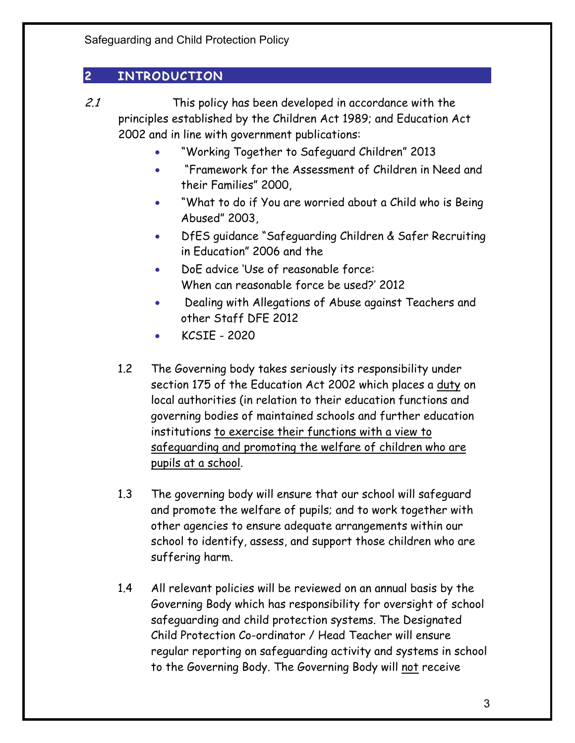## 2 INTRODUCTION

*2.1* This policy has been developed in accordance with the principles established by the Children Act 1989; and Education Act 2002 and in line with government publications:

- "Working Together to Safeguard Children" 2013
- "Framework for the Assessment of Children in Need and their Families" 2000,
- "What to do if You are worried about a Child who is Being Abused" 2003,
- DfES guidance "Safeguarding Children & Safer Recruiting in Education" 2006 and the
- DoE advice 'Use of reasonable force: When can reasonable force be used?' 2012
- Dealing with Allegations of Abuse against Teachers and other Staff DFE 2012
- KCSIE - 2020

1.2 The Governing body takes seriously its responsibility under section 175 of the Education Act 2002 which places a duty on local authorities (in relation to their education functions and governing bodies of maintained schools and further education institutions to exercise their functions with a view to safeguarding and promoting the welfare of children who are pupils at a school.

1.3 The governing body will ensure that our school will safeguard and promote the welfare of pupils; and to work together with other agencies to ensure adequate arrangements within our school to identify, assess, and support those children who are suffering harm.

1.4 All relevant policies will be reviewed on an annual basis by the Governing Body which has responsibility for oversight of school safeguarding and child protection systems. The Designated Child Protection Co-ordinator / Head Teacher will ensure regular reporting on safeguarding activity and systems in school to the Governing Body. The Governing Body will not receive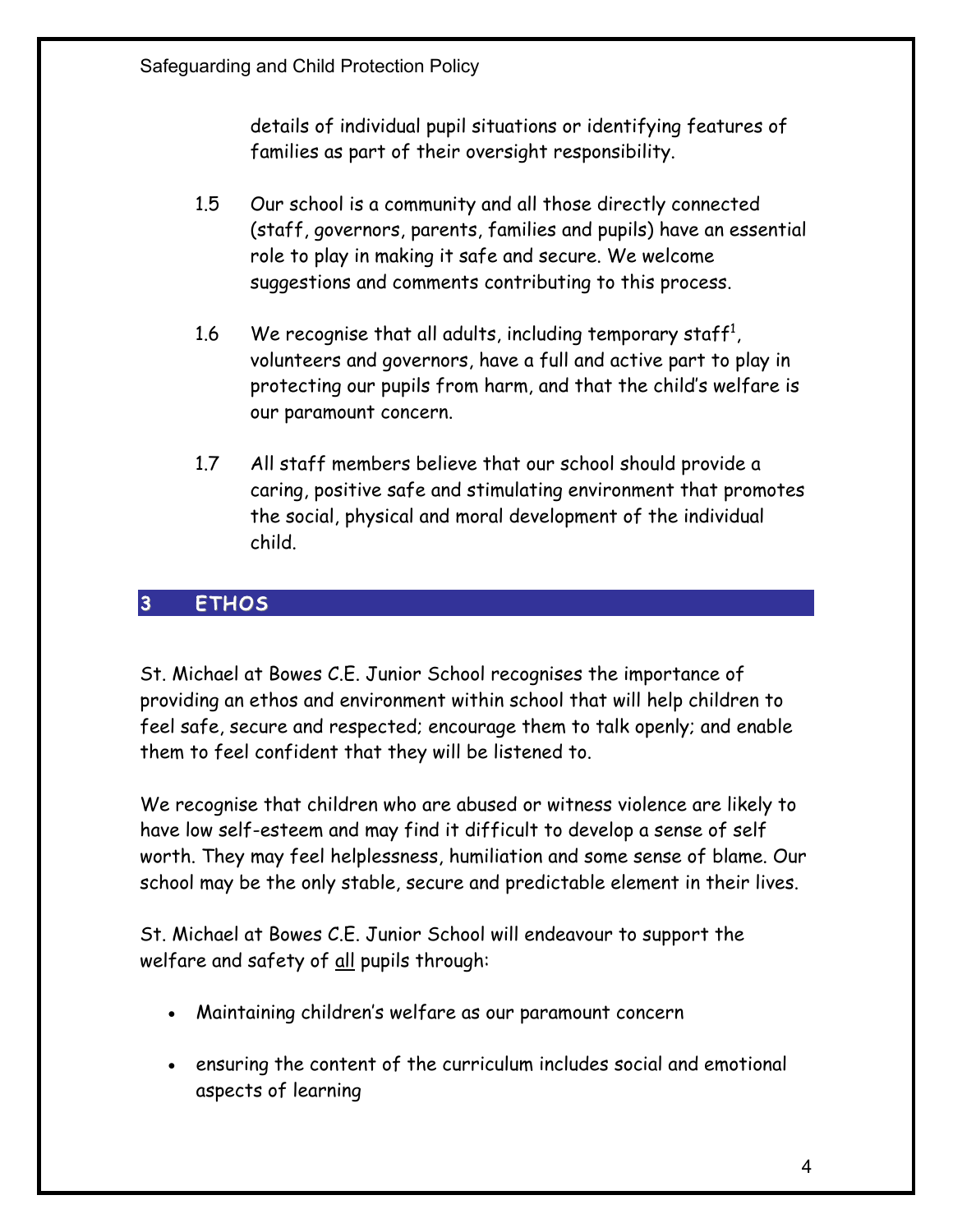details of individual pupil situations or identifying features of families as part of their oversight responsibility.

1.5 Our school is a community and all those directly connected (staff, governors, parents, families and pupils) have an essential role to play in making it safe and secure. We welcome suggestions and comments contributing to this process.

1.6 We recognise that all adults, including temporary staff[1], volunteers and governors, have a full and active part to play in protecting our pupils from harm, and that the child's welfare is our paramount concern.

1.7 All staff members believe that our school should provide a caring, positive safe and stimulating environment that promotes the social, physical and moral development of the individual child.

## 3 ETHOS

St. Michael at Bowes C.E. Junior School recognises the importance of providing an ethos and environment within school that will help children to feel safe, secure and respected; encourage them to talk openly; and enable them to feel confident that they will be listened to.

We recognise that children who are abused or witness violence are likely to have low self-esteem and may find it difficult to develop a sense of self worth. They may feel helplessness, humiliation and some sense of blame. Our school may be the only stable, secure and predictable element in their lives.

St. Michael at Bowes C.E. Junior School will endeavour to support the welfare and safety of <u>all</u> pupils through:

- Maintaining children's welfare as our paramount concern
- ensuring the content of the curriculum includes social and emotional aspects of learning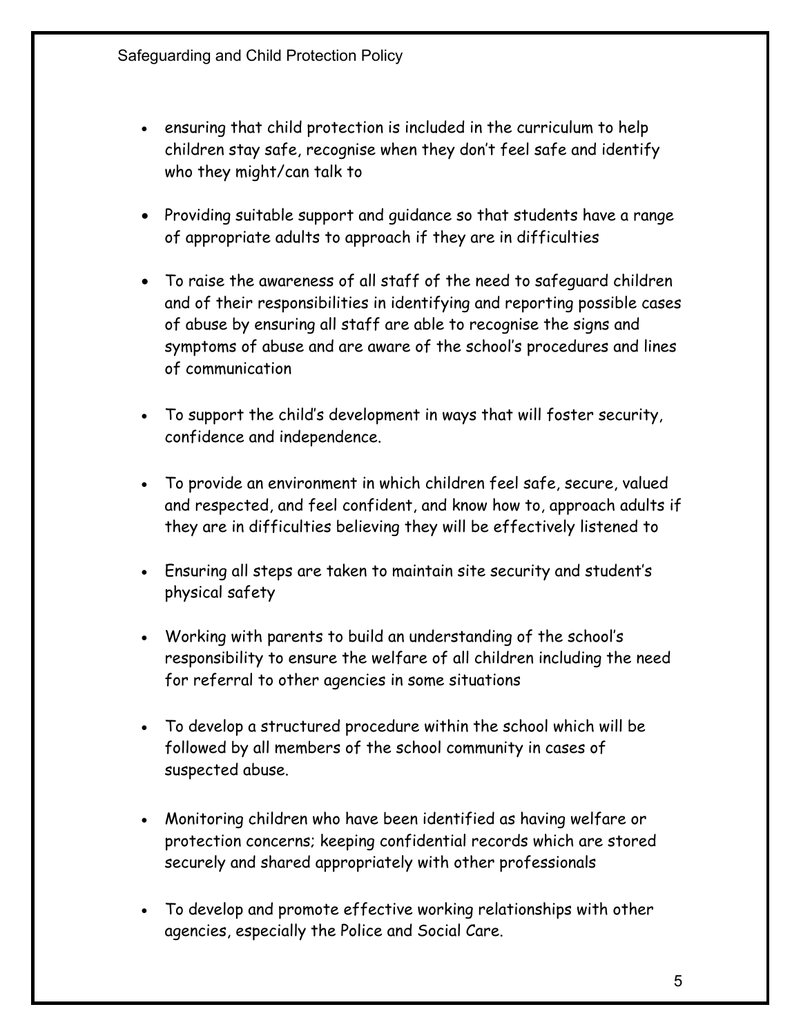- ensuring that child protection is included in the curriculum to help children stay safe, recognise when they don't feel safe and identify who they might/can talk to

- Providing suitable support and guidance so that students have a range of appropriate adults to approach if they are in difficulties

- To raise the awareness of all staff of the need to safeguard children and of their responsibilities in identifying and reporting possible cases of abuse by ensuring all staff are able to recognise the signs and symptoms of abuse and are aware of the school's procedures and lines of communication

- To support the child's development in ways that will foster security, confidence and independence.

- To provide an environment in which children feel safe, secure, valued and respected, and feel confident, and know how to, approach adults if they are in difficulties believing they will be effectively listened to

- Ensuring all steps are taken to maintain site security and student's physical safety

- Working with parents to build an understanding of the school's responsibility to ensure the welfare of all children including the need for referral to other agencies in some situations

- To develop a structured procedure within the school which will be followed by all members of the school community in cases of suspected abuse.

- Monitoring children who have been identified as having welfare or protection concerns; keeping confidential records which are stored securely and shared appropriately with other professionals

- To develop and promote effective working relationships with other agencies, especially the Police and Social Care.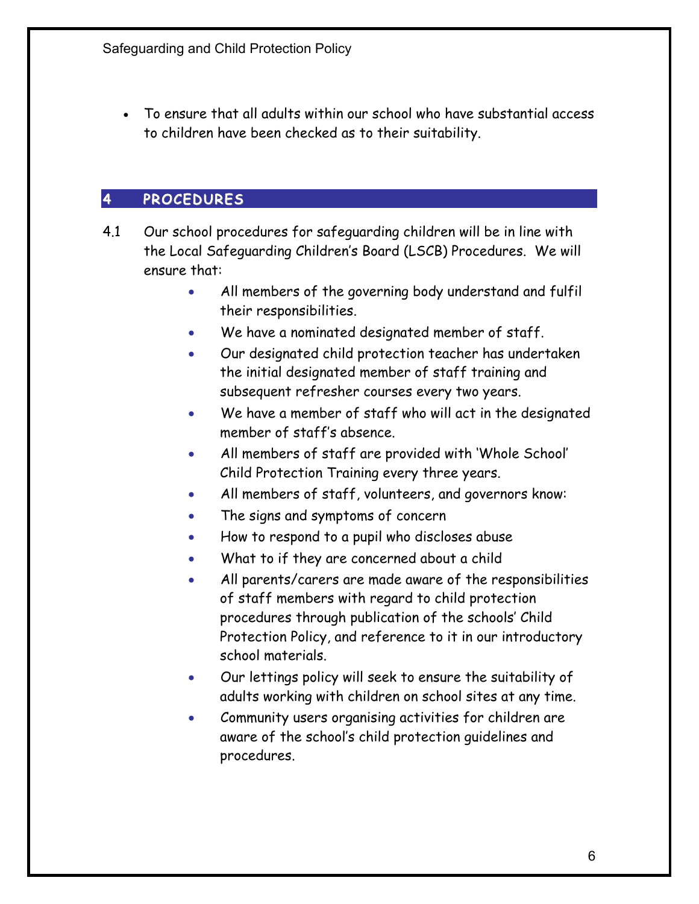- To ensure that all adults within our school who have substantial access to children have been checked as to their suitability.

## 4 PROCEDURES

4.1 Our school procedures for safeguarding children will be in line with the Local Safeguarding Children's Board (LSCB) Procedures. We will ensure that:

- All members of the governing body understand and fulfil their responsibilities.
- We have a nominated designated member of staff.
- Our designated child protection teacher has undertaken the initial designated member of staff training and subsequent refresher courses every two years.
- We have a member of staff who will act in the designated member of staff's absence.
- All members of staff are provided with 'Whole School' Child Protection Training every three years.
- All members of staff, volunteers, and governors know:
- The signs and symptoms of concern
- How to respond to a pupil who discloses abuse
- What to if they are concerned about a child
- All parents/carers are made aware of the responsibilities of staff members with regard to child protection procedures through publication of the schools' Child Protection Policy, and reference to it in our introductory school materials.
- Our lettings policy will seek to ensure the suitability of adults working with children on school sites at any time.
- Community users organising activities for children are aware of the school's child protection guidelines and procedures.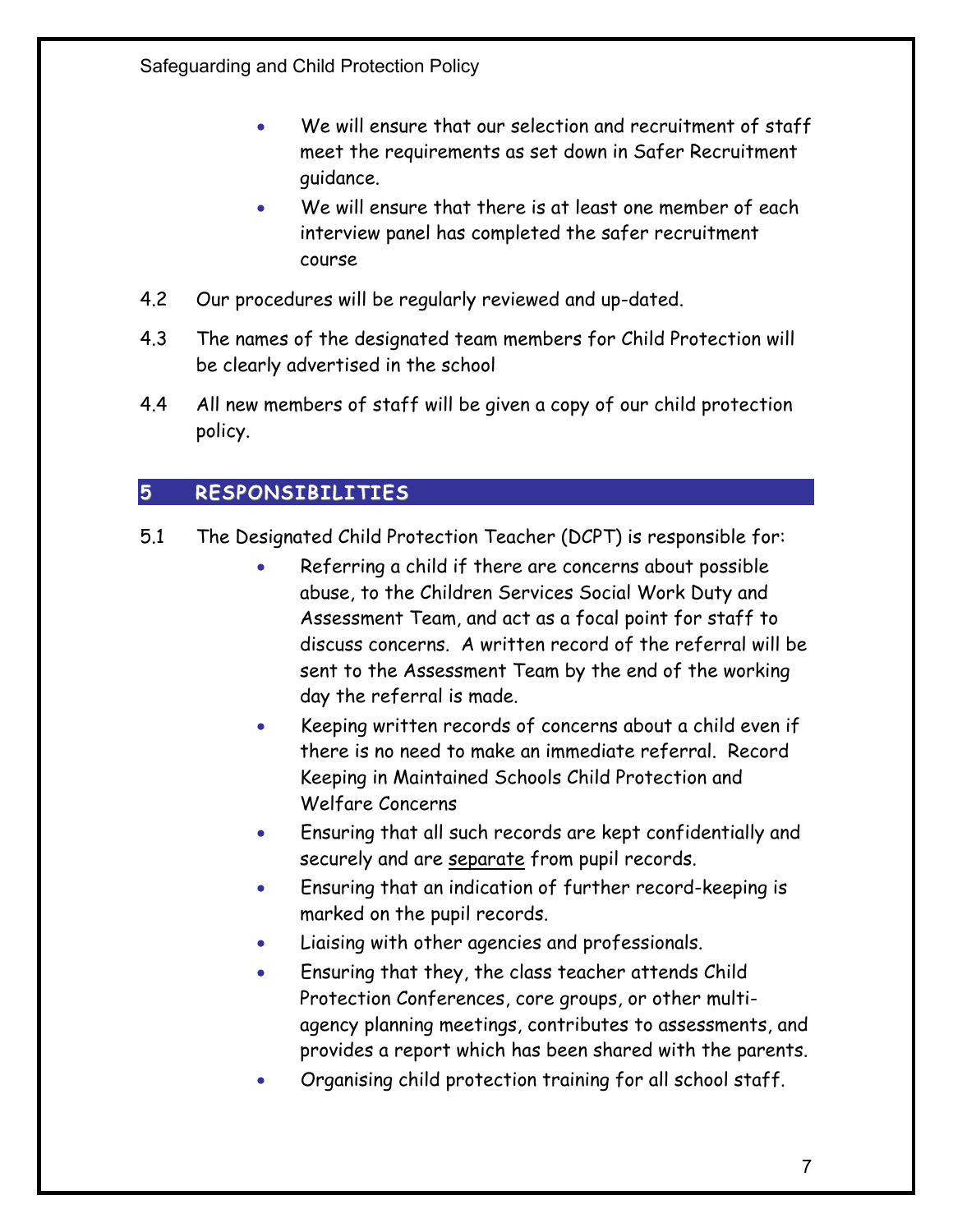- We will ensure that our selection and recruitment of staff meet the requirements as set down in Safer Recruitment guidance.
- We will ensure that there is at least one member of each interview panel has completed the safer recruitment course

4.2 Our procedures will be regularly reviewed and up-dated.

4.3 The names of the designated team members for Child Protection will be clearly advertised in the school

4.4 All new members of staff will be given a copy of our child protection policy.

## 5 RESPONSIBILITIES

5.1 The Designated Child Protection Teacher (DCPT) is responsible for:

- Referring a child if there are concerns about possible abuse, to the Children Services Social Work Duty and Assessment Team, and act as a focal point for staff to discuss concerns. A written record of the referral will be sent to the Assessment Team by the end of the working day the referral is made.
- Keeping written records of concerns about a child even if there is no need to make an immediate referral. Record Keeping in Maintained Schools Child Protection and Welfare Concerns
- Ensuring that all such records are kept confidentially and securely and are <u>separate</u> from pupil records.
- Ensuring that an indication of further record-keeping is marked on the pupil records.
- Liaising with other agencies and professionals.
- Ensuring that they, the class teacher attends Child Protection Conferences, core groups, or other multi-agency planning meetings, contributes to assessments, and provides a report which has been shared with the parents.
- Organising child protection training for all school staff.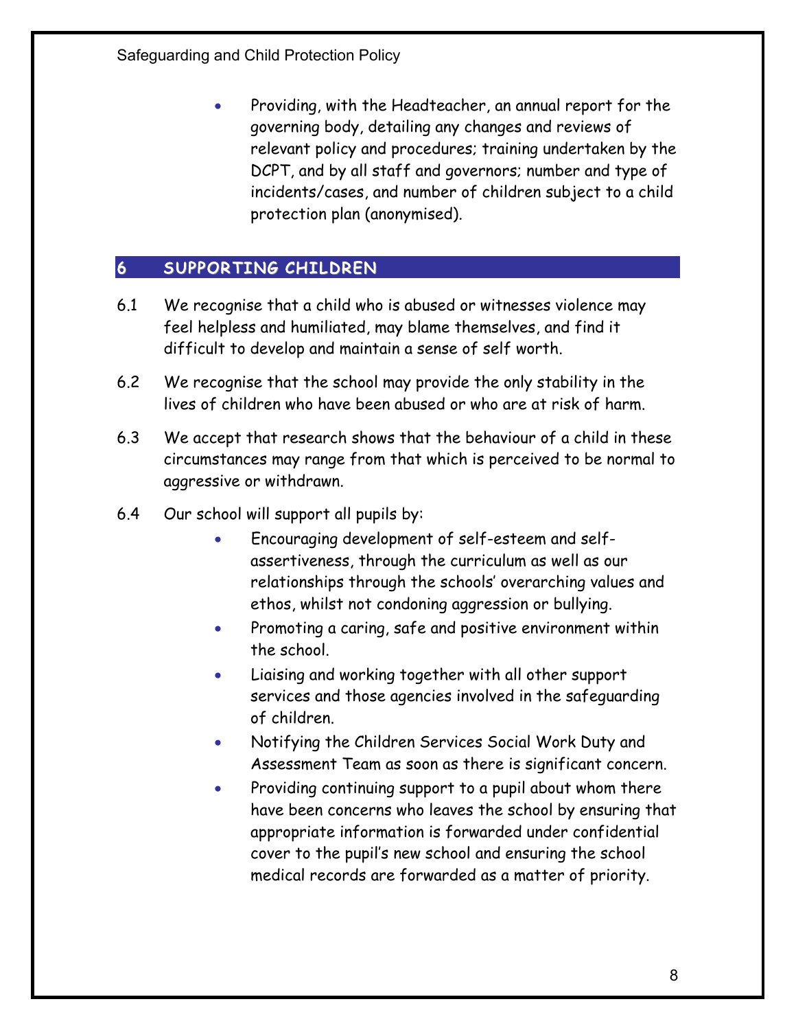- Providing, with the Headteacher, an annual report for the governing body, detailing any changes and reviews of relevant policy and procedures; training undertaken by the DCPT, and by all staff and governors; number and type of incidents/cases, and number of children subject to a child protection plan (anonymised).

## 6 SUPPORTING CHILDREN

6.1 We recognise that a child who is abused or witnesses violence may feel helpless and humiliated, may blame themselves, and find it difficult to develop and maintain a sense of self worth.

6.2 We recognise that the school may provide the only stability in the lives of children who have been abused or who are at risk of harm.

6.3 We accept that research shows that the behaviour of a child in these circumstances may range from that which is perceived to be normal to aggressive or withdrawn.

6.4 Our school will support all pupils by:

- Encouraging development of self-esteem and self-assertiveness, through the curriculum as well as our relationships through the schools' overarching values and ethos, whilst not condoning aggression or bullying.
- Promoting a caring, safe and positive environment within the school.
- Liaising and working together with all other support services and those agencies involved in the safeguarding of children.
- Notifying the Children Services Social Work Duty and Assessment Team as soon as there is significant concern.
- Providing continuing support to a pupil about whom there have been concerns who leaves the school by ensuring that appropriate information is forwarded under confidential cover to the pupil's new school and ensuring the school medical records are forwarded as a matter of priority.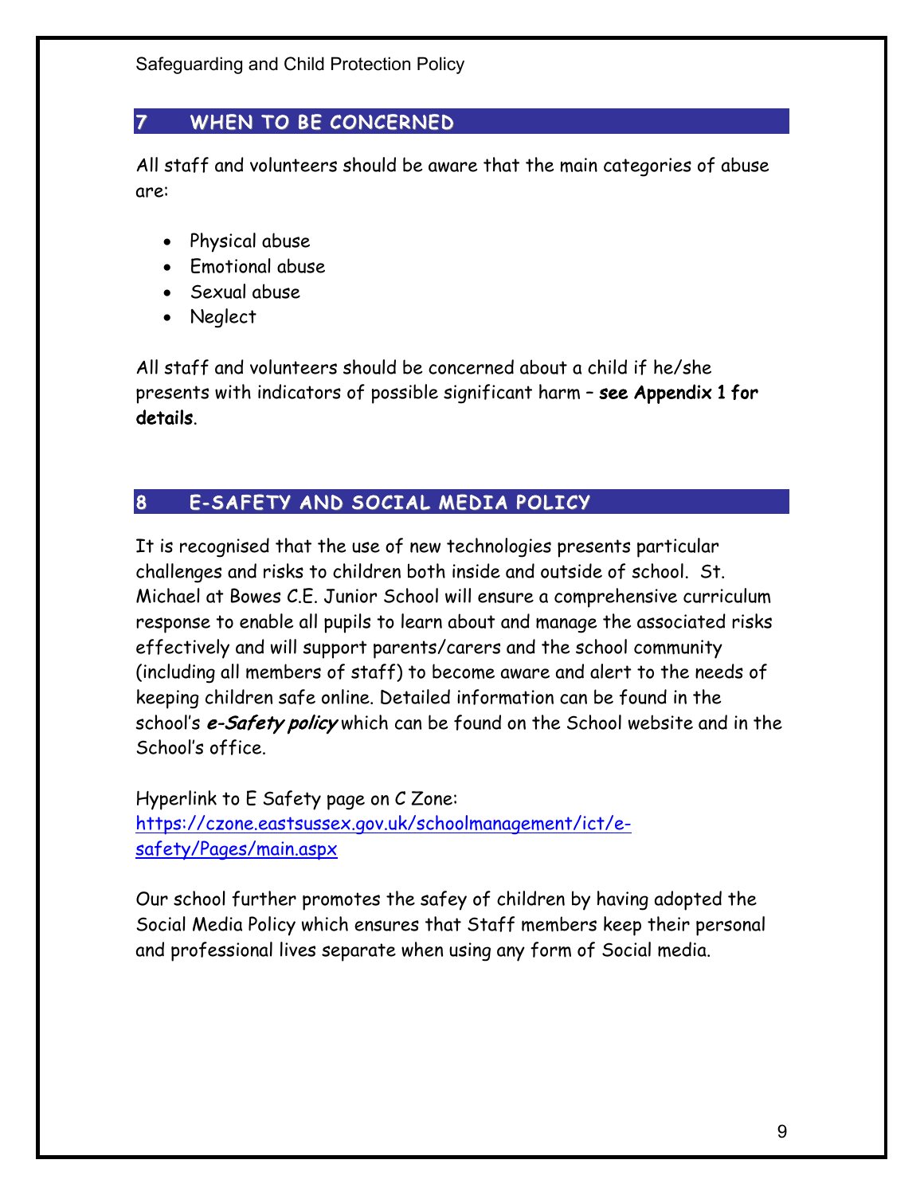## 7 WHEN TO BE CONCERNED

All staff and volunteers should be aware that the main categories of abuse are:

- Physical abuse
- Emotional abuse
- Sexual abuse
- Neglect

All staff and volunteers should be concerned about a child if he/she presents with indicators of possible significant harm – **see Appendix 1 for details**.

## 8 E-SAFETY AND SOCIAL MEDIA POLICY

It is recognised that the use of new technologies presents particular challenges and risks to children both inside and outside of school. St. Michael at Bowes C.E. Junior School will ensure a comprehensive curriculum response to enable all pupils to learn about and manage the associated risks effectively and will support parents/carers and the school community (including all members of staff) to become aware and alert to the needs of keeping children safe online. Detailed information can be found in the school's ***e-Safety policy*** which can be found on the School website and in the School's office.

Hyperlink to E Safety page on C Zone:
[https://czone.eastsussex.gov.uk/schoolmanagement/ict/e-safety/Pages/main.aspx](https://czone.eastsussex.gov.uk/schoolmanagement/ict/e-safety/Pages/main.aspx)

Our school further promotes the safey of children by having adopted the Social Media Policy which ensures that Staff members keep their personal and professional lives separate when using any form of Social media.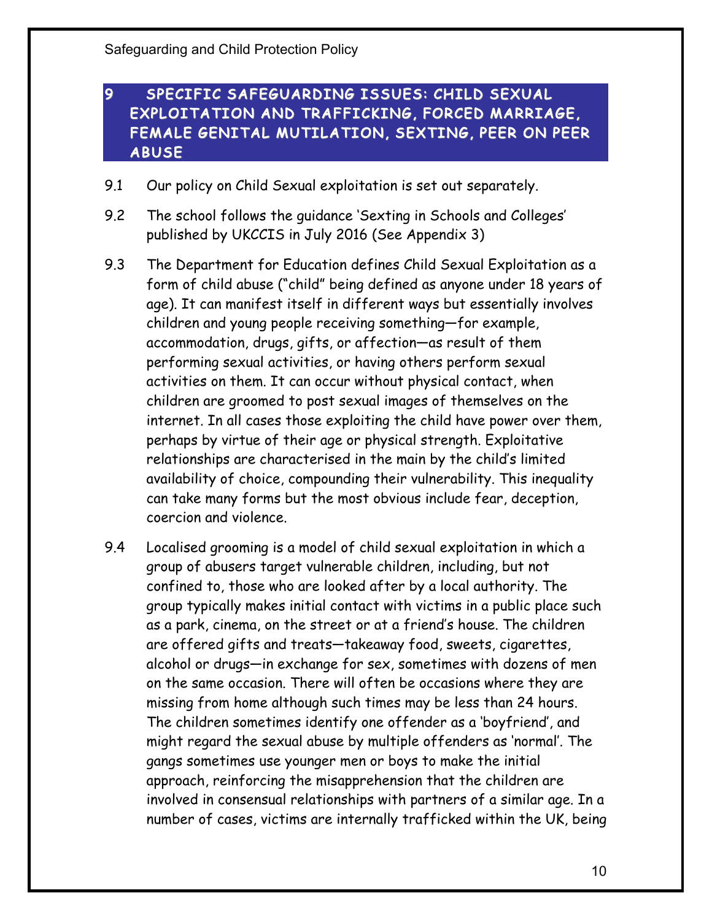## 9 SPECIFIC SAFEGUARDING ISSUES: CHILD SEXUAL EXPLOITATION AND TRAFFICKING, FORCED MARRIAGE, FEMALE GENITAL MUTILATION, SEXTING, PEER ON PEER ABUSE

9.1 Our policy on Child Sexual exploitation is set out separately.

9.2 The school follows the guidance 'Sexting in Schools and Colleges' published by UKCCIS in July 2016 (See Appendix 3)

9.3 The Department for Education defines Child Sexual Exploitation as a form of child abuse ("child" being defined as anyone under 18 years of age). It can manifest itself in different ways but essentially involves children and young people receiving something—for example, accommodation, drugs, gifts, or affection—as result of them performing sexual activities, or having others perform sexual activities on them. It can occur without physical contact, when children are groomed to post sexual images of themselves on the internet. In all cases those exploiting the child have power over them, perhaps by virtue of their age or physical strength. Exploitative relationships are characterised in the main by the child's limited availability of choice, compounding their vulnerability. This inequality can take many forms but the most obvious include fear, deception, coercion and violence.

9.4 Localised grooming is a model of child sexual exploitation in which a group of abusers target vulnerable children, including, but not confined to, those who are looked after by a local authority. The group typically makes initial contact with victims in a public place such as a park, cinema, on the street or at a friend's house. The children are offered gifts and treats—takeaway food, sweets, cigarettes, alcohol or drugs—in exchange for sex, sometimes with dozens of men on the same occasion. There will often be occasions where they are missing from home although such times may be less than 24 hours. The children sometimes identify one offender as a 'boyfriend', and might regard the sexual abuse by multiple offenders as 'normal'. The gangs sometimes use younger men or boys to make the initial approach, reinforcing the misapprehension that the children are involved in consensual relationships with partners of a similar age. In a number of cases, victims are internally trafficked within the UK, being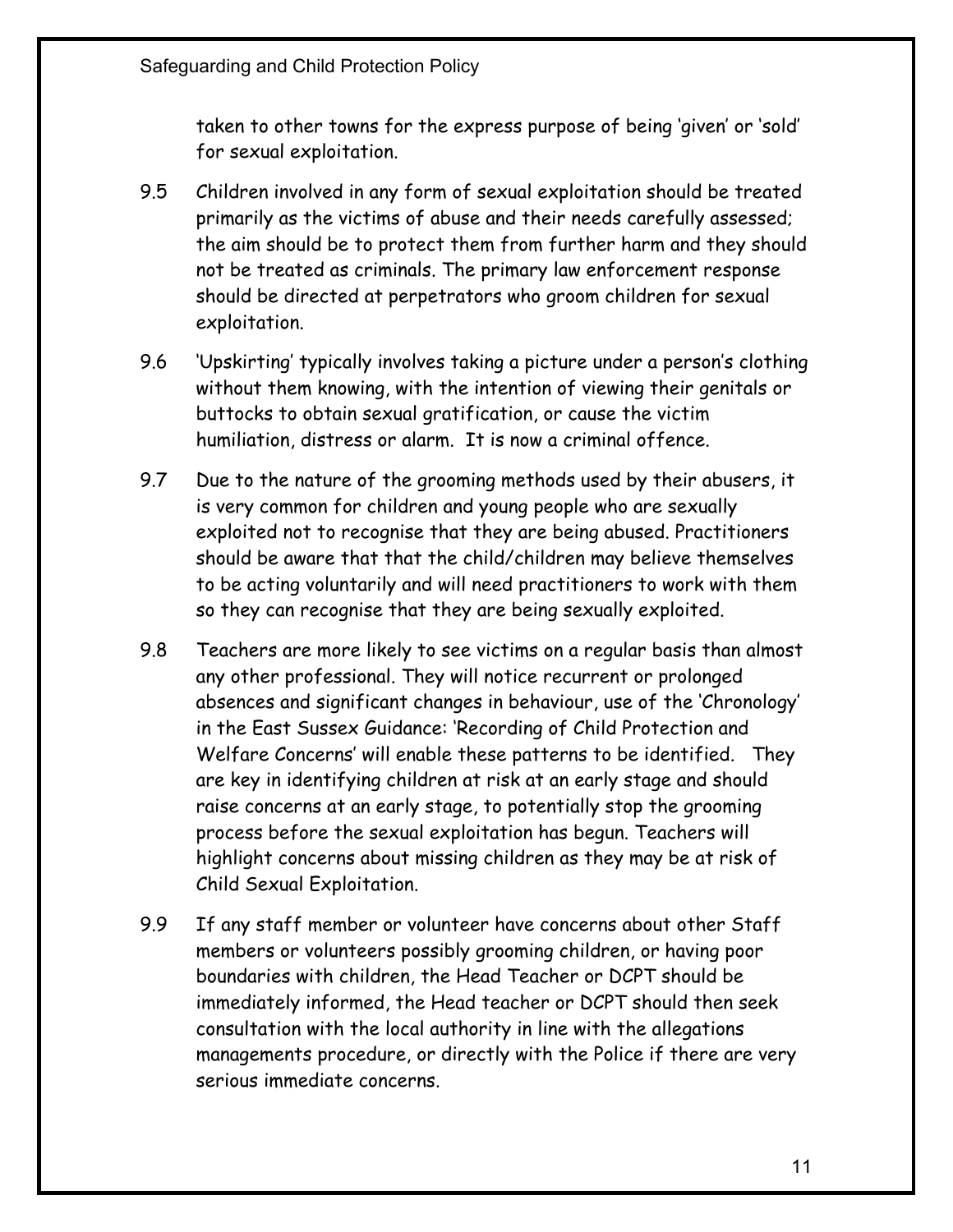taken to other towns for the express purpose of being 'given' or 'sold' for sexual exploitation.

9.5 Children involved in any form of sexual exploitation should be treated primarily as the victims of abuse and their needs carefully assessed; the aim should be to protect them from further harm and they should not be treated as criminals. The primary law enforcement response should be directed at perpetrators who groom children for sexual exploitation.

9.6 'Upskirting' typically involves taking a picture under a person's clothing without them knowing, with the intention of viewing their genitals or buttocks to obtain sexual gratification, or cause the victim humiliation, distress or alarm. It is now a criminal offence.

9.7 Due to the nature of the grooming methods used by their abusers, it is very common for children and young people who are sexually exploited not to recognise that they are being abused. Practitioners should be aware that that the child/children may believe themselves to be acting voluntarily and will need practitioners to work with them so they can recognise that they are being sexually exploited.

9.8 Teachers are more likely to see victims on a regular basis than almost any other professional. They will notice recurrent or prolonged absences and significant changes in behaviour, use of the 'Chronology' in the East Sussex Guidance: 'Recording of Child Protection and Welfare Concerns' will enable these patterns to be identified. They are key in identifying children at risk at an early stage and should raise concerns at an early stage, to potentially stop the grooming process before the sexual exploitation has begun. Teachers will highlight concerns about missing children as they may be at risk of Child Sexual Exploitation.

9.9 If any staff member or volunteer have concerns about other Staff members or volunteers possibly grooming children, or having poor boundaries with children, the Head Teacher or DCPT should be immediately informed, the Head teacher or DCPT should then seek consultation with the local authority in line with the allegations managements procedure, or directly with the Police if there are very serious immediate concerns.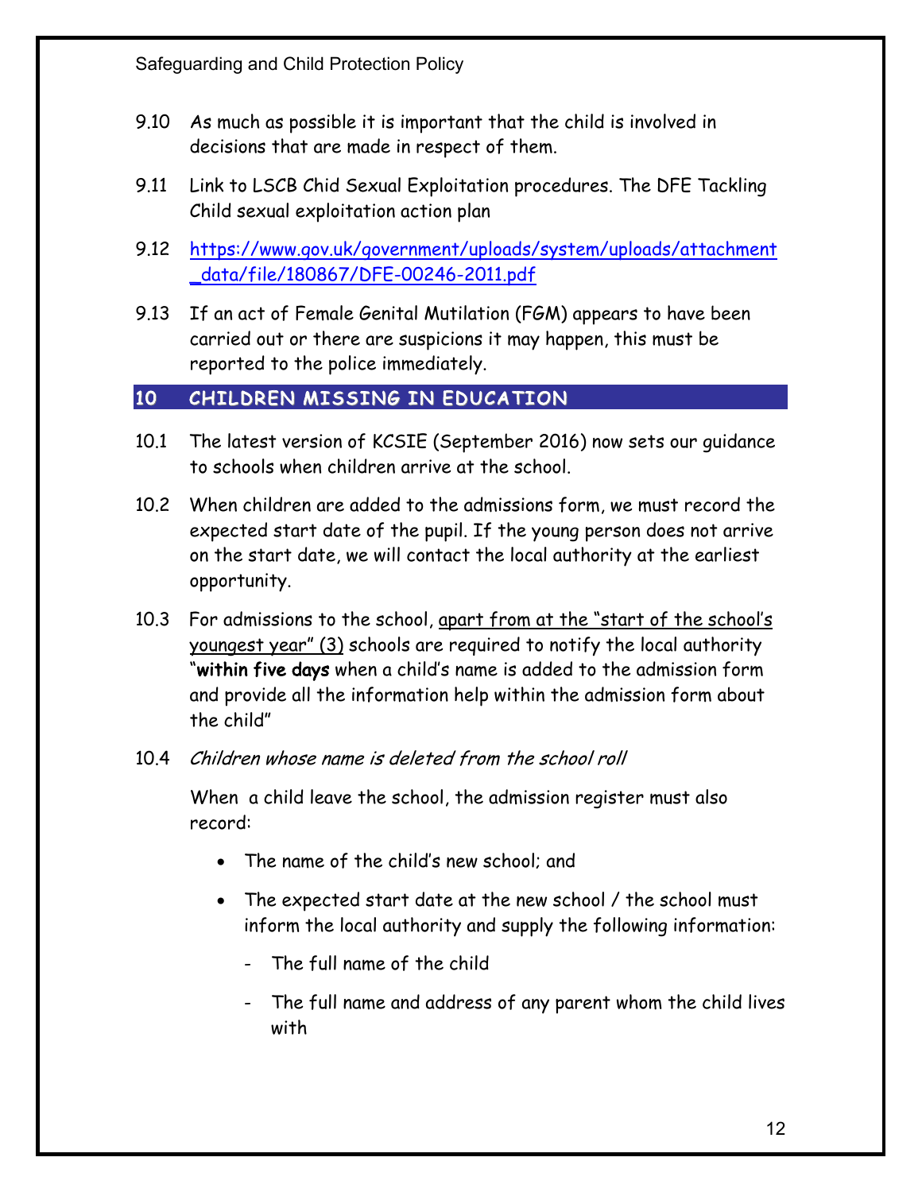9.10 As much as possible it is important that the child is involved in decisions that are made in respect of them.

9.11 Link to LSCB Chid Sexual Exploitation procedures. The DFE Tackling Child sexual exploitation action plan

9.12 [https://www.gov.uk/government/uploads/system/uploads/attachment_data/file/180867/DFE-00246-2011.pdf](https://www.gov.uk/government/uploads/system/uploads/attachment_data/file/180867/DFE-00246-2011.pdf)

9.13 If an act of Female Genital Mutilation (FGM) appears to have been carried out or there are suspicions it may happen, this must be reported to the police immediately.

## 10 CHILDREN MISSING IN EDUCATION

10.1 The latest version of KCSIE (September 2016) now sets our guidance to schools when children arrive at the school.

10.2 When children are added to the admissions form, we must record the expected start date of the pupil. If the young person does not arrive on the start date, we will contact the local authority at the earliest opportunity.

10.3 For admissions to the school, <u>apart from at the "start of the school's youngest year" (3)</u> schools are required to notify the local authority "**within five days** when a child's name is added to the admission form and provide all the information help within the admission form about the child"

10.4 *Children whose name is deleted from the school roll*

When a child leave the school, the admission register must also record:

- The name of the child's new school; and
- The expected start date at the new school / the school must inform the local authority and supply the following information:
  - The full name of the child
  - The full name and address of any parent whom the child lives with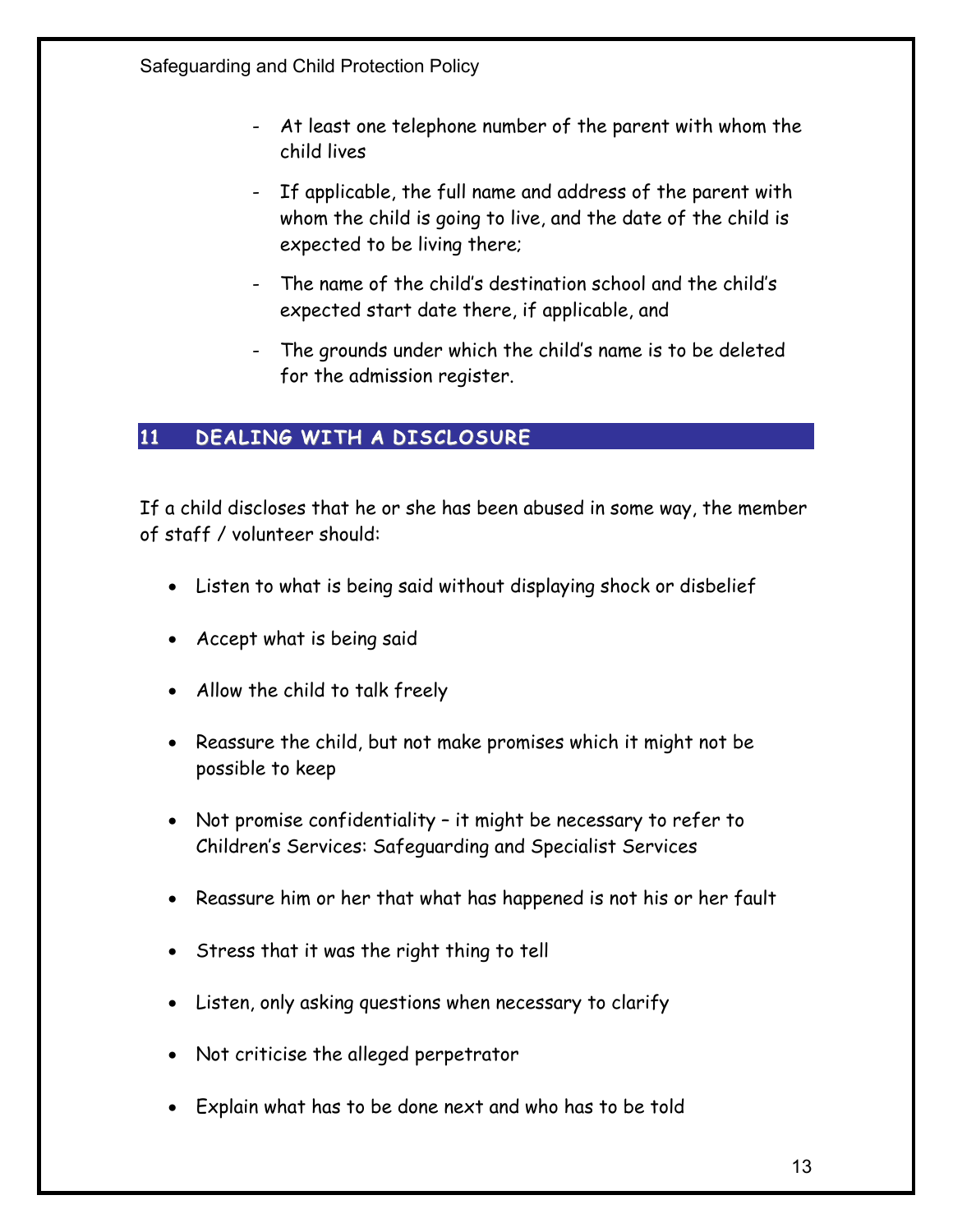- At least one telephone number of the parent with whom the child lives
- If applicable, the full name and address of the parent with whom the child is going to live, and the date of the child is expected to be living there;
- The name of the child's destination school and the child's expected start date there, if applicable, and
- The grounds under which the child's name is to be deleted for the admission register.

## 11 DEALING WITH A DISCLOSURE

If a child discloses that he or she has been abused in some way, the member of staff / volunteer should:

- Listen to what is being said without displaying shock or disbelief
- Accept what is being said
- Allow the child to talk freely
- Reassure the child, but not make promises which it might not be possible to keep
- Not promise confidentiality – it might be necessary to refer to Children's Services: Safeguarding and Specialist Services
- Reassure him or her that what has happened is not his or her fault
- Stress that it was the right thing to tell
- Listen, only asking questions when necessary to clarify
- Not criticise the alleged perpetrator
- Explain what has to be done next and who has to be told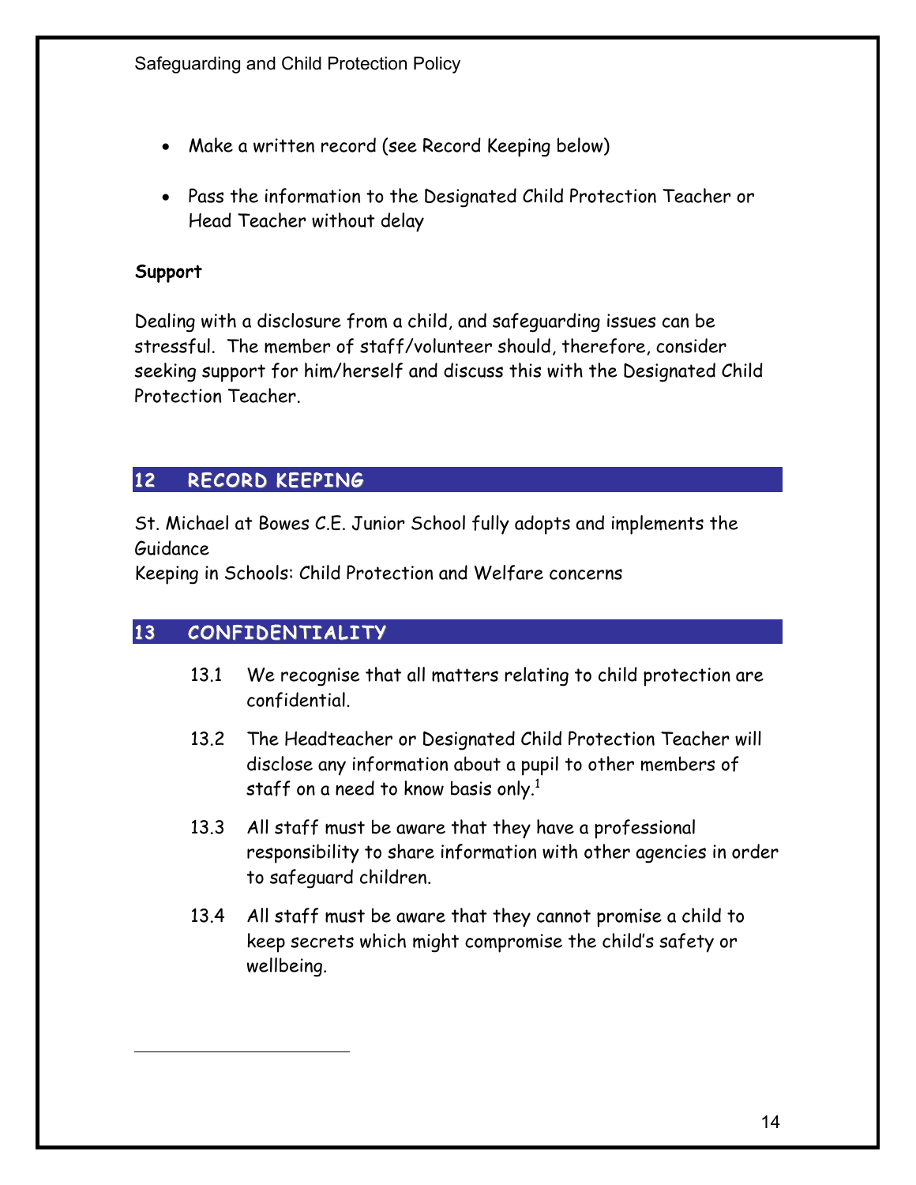- Make a written record (see Record Keeping below)
- Pass the information to the Designated Child Protection Teacher or Head Teacher without delay

**Support**

Dealing with a disclosure from a child, and safeguarding issues can be stressful. The member of staff/volunteer should, therefore, consider seeking support for him/herself and discuss this with the Designated Child Protection Teacher.

## 12 RECORD KEEPING

St. Michael at Bowes C.E. Junior School fully adopts and implements the Guidance
Keeping in Schools: Child Protection and Welfare concerns

## 13 CONFIDENTIALITY

13.1 We recognise that all matters relating to child protection are confidential.

13.2 The Headteacher or Designated Child Protection Teacher will disclose any information about a pupil to other members of staff on a need to know basis only.[1]

13.3 All staff must be aware that they have a professional responsibility to share information with other agencies in order to safeguard children.

13.4 All staff must be aware that they cannot promise a child to keep secrets which might compromise the child's safety or wellbeing.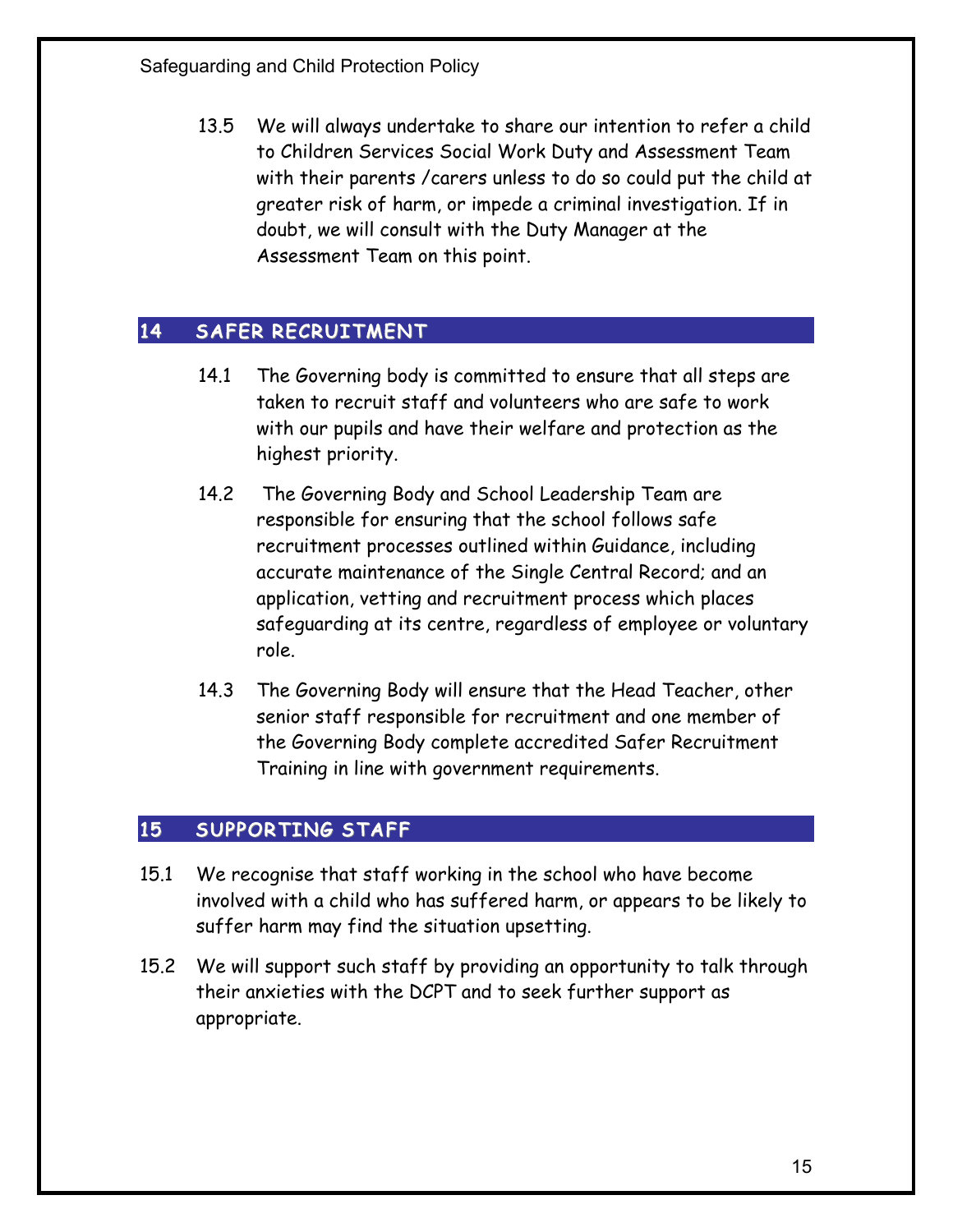13.5 We will always undertake to share our intention to refer a child to Children Services Social Work Duty and Assessment Team with their parents /carers unless to do so could put the child at greater risk of harm, or impede a criminal investigation. If in doubt, we will consult with the Duty Manager at the Assessment Team on this point.

## 14 SAFER RECRUITMENT

14.1 The Governing body is committed to ensure that all steps are taken to recruit staff and volunteers who are safe to work with our pupils and have their welfare and protection as the highest priority.

14.2 The Governing Body and School Leadership Team are responsible for ensuring that the school follows safe recruitment processes outlined within Guidance, including accurate maintenance of the Single Central Record; and an application, vetting and recruitment process which places safeguarding at its centre, regardless of employee or voluntary role.

14.3 The Governing Body will ensure that the Head Teacher, other senior staff responsible for recruitment and one member of the Governing Body complete accredited Safer Recruitment Training in line with government requirements.

## 15 SUPPORTING STAFF

15.1 We recognise that staff working in the school who have become involved with a child who has suffered harm, or appears to be likely to suffer harm may find the situation upsetting.

15.2 We will support such staff by providing an opportunity to talk through their anxieties with the DCPT and to seek further support as appropriate.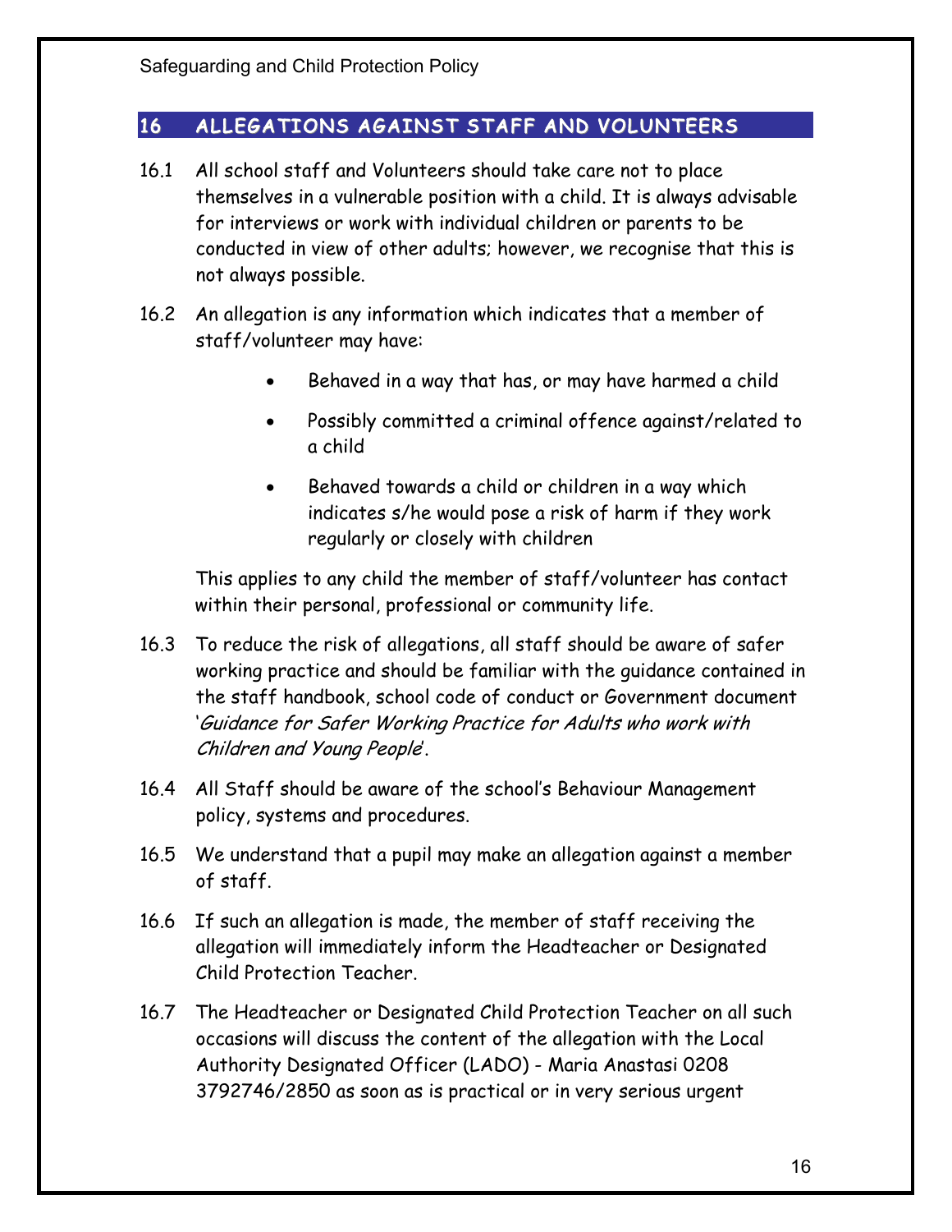## 16 ALLEGATIONS AGAINST STAFF AND VOLUNTEERS

16.1 All school staff and Volunteers should take care not to place themselves in a vulnerable position with a child. It is always advisable for interviews or work with individual children or parents to be conducted in view of other adults; however, we recognise that this is not always possible.

16.2 An allegation is any information which indicates that a member of staff/volunteer may have:

- Behaved in a way that has, or may have harmed a child
- Possibly committed a criminal offence against/related to a child
- Behaved towards a child or children in a way which indicates s/he would pose a risk of harm if they work regularly or closely with children

This applies to any child the member of staff/volunteer has contact within their personal, professional or community life.

16.3 To reduce the risk of allegations, all staff should be aware of safer working practice and should be familiar with the guidance contained in the staff handbook, school code of conduct or Government document '*Guidance for Safer Working Practice for Adults who work with Children and Young People*'.

16.4 All Staff should be aware of the school's Behaviour Management policy, systems and procedures.

16.5 We understand that a pupil may make an allegation against a member of staff.

16.6 If such an allegation is made, the member of staff receiving the allegation will immediately inform the Headteacher or Designated Child Protection Teacher.

16.7 The Headteacher or Designated Child Protection Teacher on all such occasions will discuss the content of the allegation with the Local Authority Designated Officer (LADO) - Maria Anastasi 0208 3792746/2850 as soon as is practical or in very serious urgent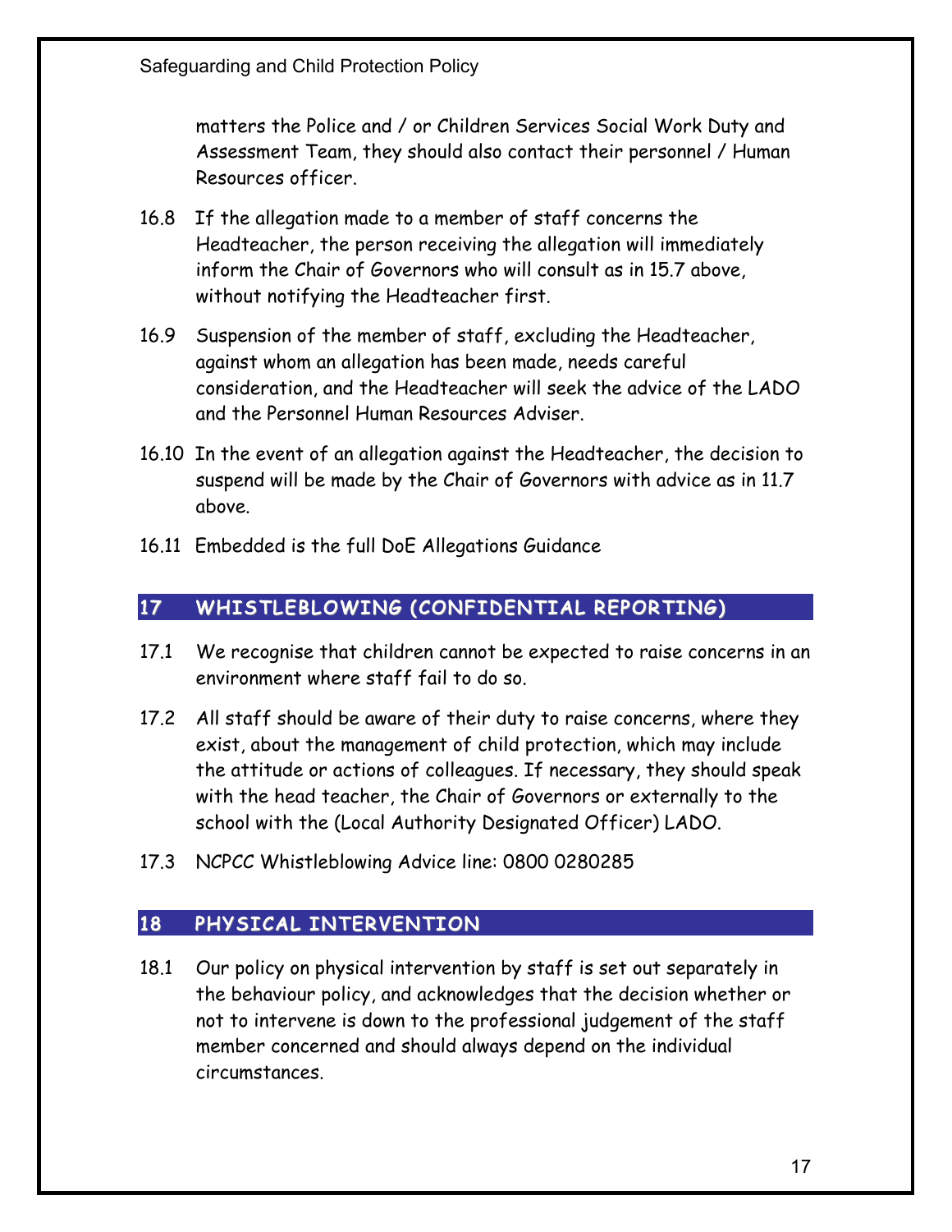matters the Police and / or Children Services Social Work Duty and Assessment Team, they should also contact their personnel / Human Resources officer.

16.8 If the allegation made to a member of staff concerns the Headteacher, the person receiving the allegation will immediately inform the Chair of Governors who will consult as in 15.7 above, without notifying the Headteacher first.

16.9 Suspension of the member of staff, excluding the Headteacher, against whom an allegation has been made, needs careful consideration, and the Headteacher will seek the advice of the LADO and the Personnel Human Resources Adviser.

16.10 In the event of an allegation against the Headteacher, the decision to suspend will be made by the Chair of Governors with advice as in 11.7 above.

16.11 Embedded is the full DoE Allegations Guidance

## 17 WHISTLEBLOWING (CONFIDENTIAL REPORTING)

17.1 We recognise that children cannot be expected to raise concerns in an environment where staff fail to do so.

17.2 All staff should be aware of their duty to raise concerns, where they exist, about the management of child protection, which may include the attitude or actions of colleagues. If necessary, they should speak with the head teacher, the Chair of Governors or externally to the school with the (Local Authority Designated Officer) LADO.

17.3 NCPCC Whistleblowing Advice line: 0800 0280285

## 18 PHYSICAL INTERVENTION

18.1 Our policy on physical intervention by staff is set out separately in the behaviour policy, and acknowledges that the decision whether or not to intervene is down to the professional judgement of the staff member concerned and should always depend on the individual circumstances.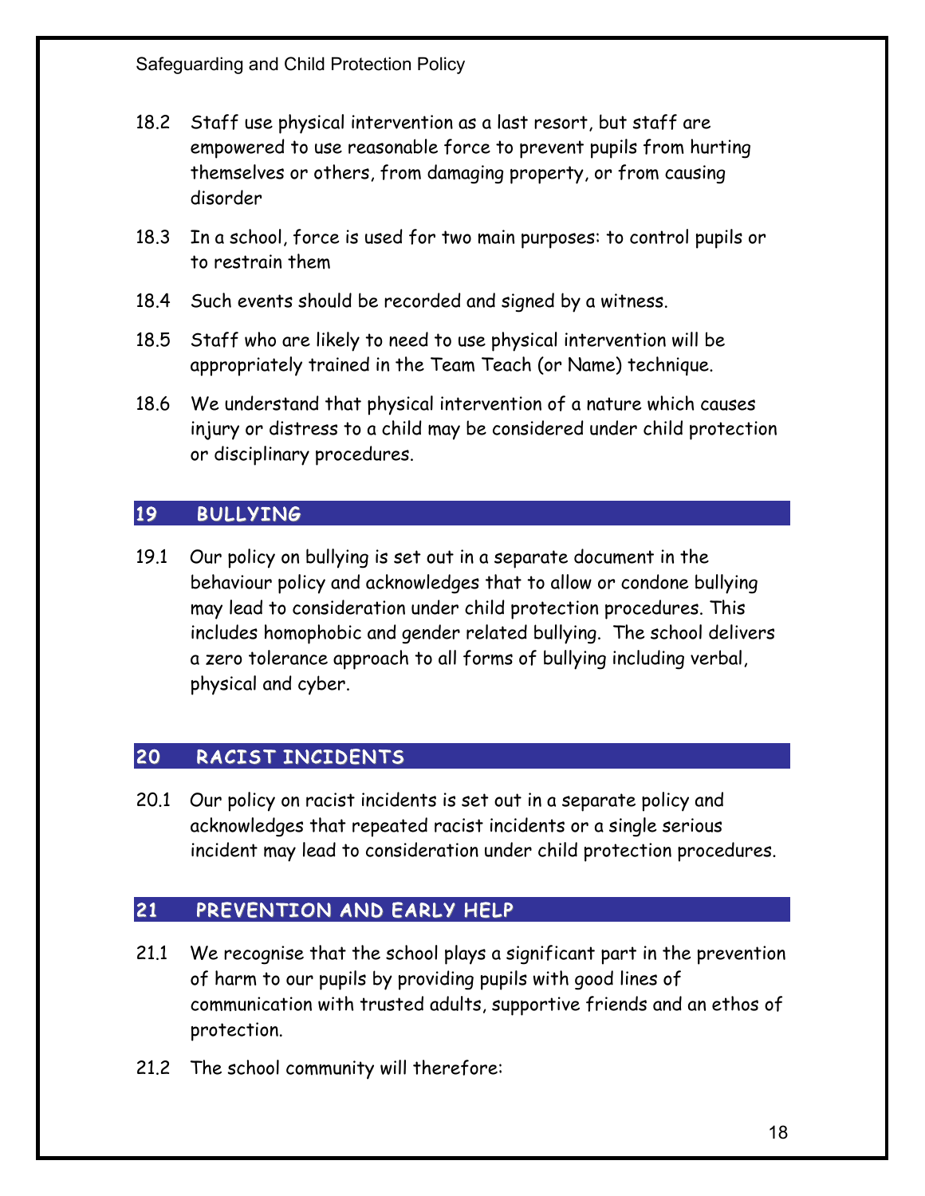18.2 Staff use physical intervention as a last resort, but staff are empowered to use reasonable force to prevent pupils from hurting themselves or others, from damaging property, or from causing disorder

18.3 In a school, force is used for two main purposes: to control pupils or to restrain them

18.4 Such events should be recorded and signed by a witness.

18.5 Staff who are likely to need to use physical intervention will be appropriately trained in the Team Teach (or Name) technique.

18.6 We understand that physical intervention of a nature which causes injury or distress to a child may be considered under child protection or disciplinary procedures.

## 19 BULLYING

19.1 Our policy on bullying is set out in a separate document in the behaviour policy and acknowledges that to allow or condone bullying may lead to consideration under child protection procedures. This includes homophobic and gender related bullying. The school delivers a zero tolerance approach to all forms of bullying including verbal, physical and cyber.

## 20 RACIST INCIDENTS

20.1 Our policy on racist incidents is set out in a separate policy and acknowledges that repeated racist incidents or a single serious incident may lead to consideration under child protection procedures.

## 21 PREVENTION AND EARLY HELP

21.1 We recognise that the school plays a significant part in the prevention of harm to our pupils by providing pupils with good lines of communication with trusted adults, supportive friends and an ethos of protection.

21.2 The school community will therefore: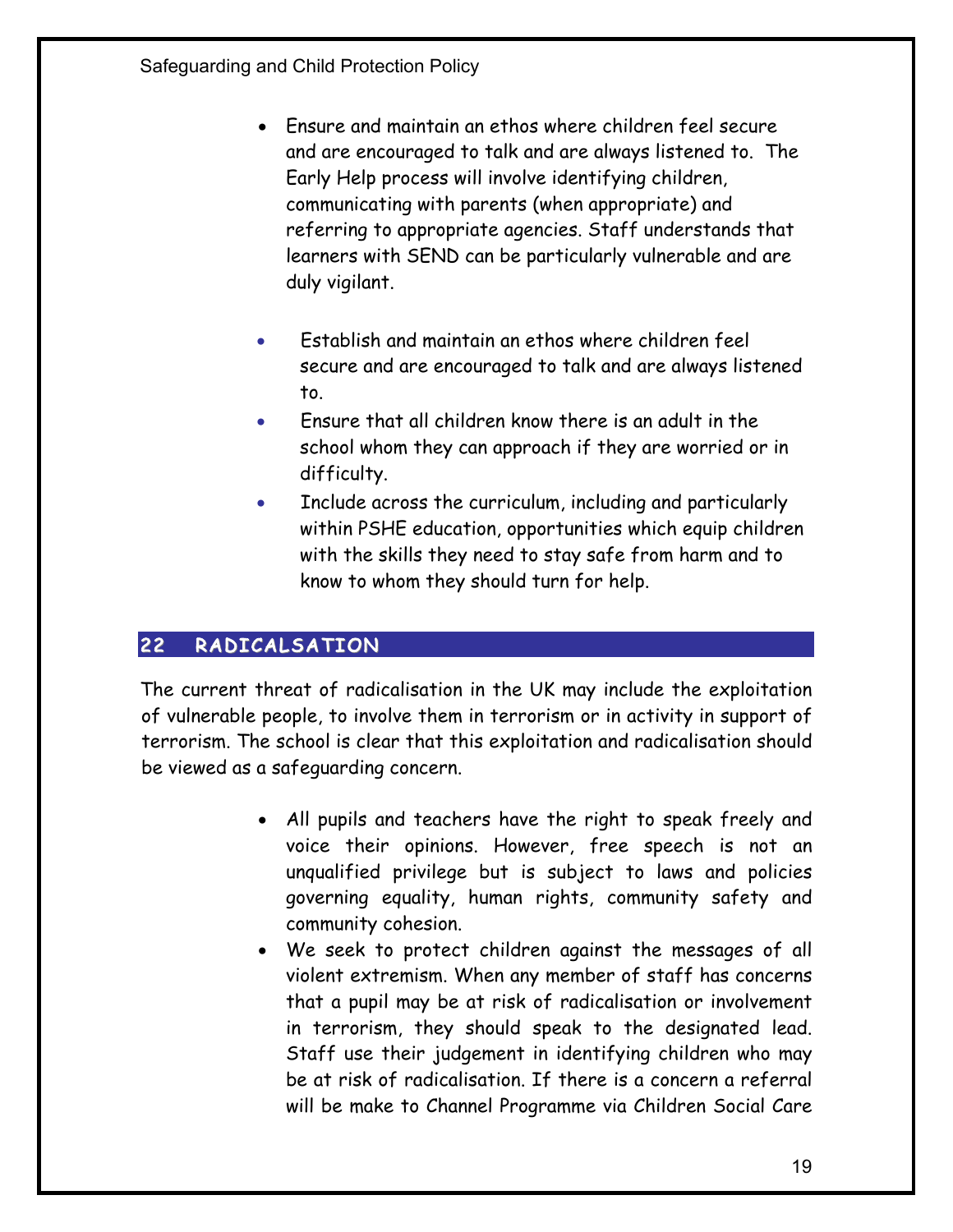- Ensure and maintain an ethos where children feel secure and are encouraged to talk and are always listened to. The Early Help process will involve identifying children, communicating with parents (when appropriate) and referring to appropriate agencies. Staff understands that learners with SEND can be particularly vulnerable and are duly vigilant.

- Establish and maintain an ethos where children feel secure and are encouraged to talk and are always listened to.
- Ensure that all children know there is an adult in the school whom they can approach if they are worried or in difficulty.
- Include across the curriculum, including and particularly within PSHE education, opportunities which equip children with the skills they need to stay safe from harm and to know to whom they should turn for help.

## 22 RADICALSATION

The current threat of radicalisation in the UK may include the exploitation of vulnerable people, to involve them in terrorism or in activity in support of terrorism. The school is clear that this exploitation and radicalisation should be viewed as a safeguarding concern.

- All pupils and teachers have the right to speak freely and voice their opinions. However, free speech is not an unqualified privilege but is subject to laws and policies governing equality, human rights, community safety and community cohesion.
- We seek to protect children against the messages of all violent extremism. When any member of staff has concerns that a pupil may be at risk of radicalisation or involvement in terrorism, they should speak to the designated lead. Staff use their judgement in identifying children who may be at risk of radicalisation. If there is a concern a referral will be make to Channel Programme via Children Social Care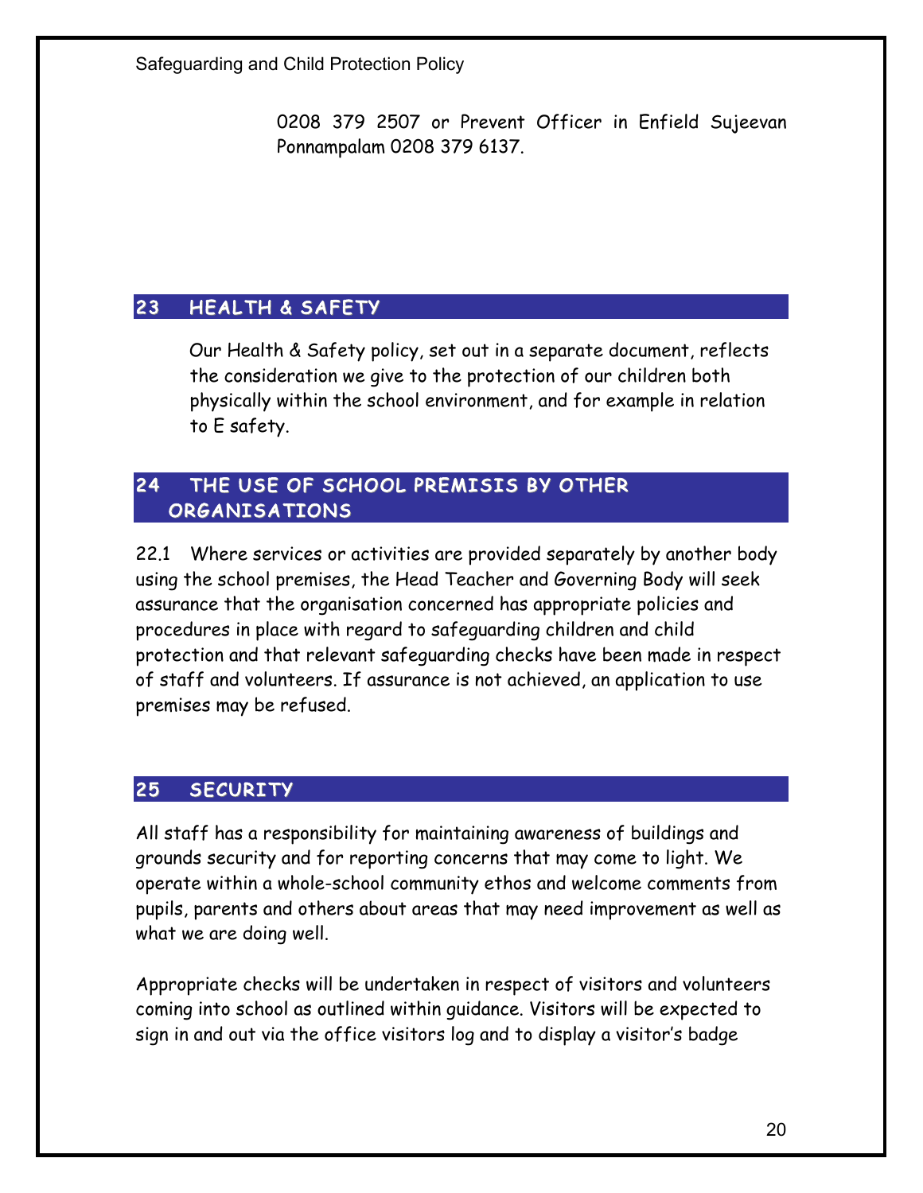0208 379 2507 or Prevent Officer in Enfield Sujeevan Ponnampalam 0208 379 6137.

## 23 HEALTH & SAFETY

Our Health & Safety policy, set out in a separate document, reflects the consideration we give to the protection of our children both physically within the school environment, and for example in relation to E safety.

## 24 THE USE OF SCHOOL PREMISIS BY OTHER ORGANISATIONS

22.1 Where services or activities are provided separately by another body using the school premises, the Head Teacher and Governing Body will seek assurance that the organisation concerned has appropriate policies and procedures in place with regard to safeguarding children and child protection and that relevant safeguarding checks have been made in respect of staff and volunteers. If assurance is not achieved, an application to use premises may be refused.

## 25 SECURITY

All staff has a responsibility for maintaining awareness of buildings and grounds security and for reporting concerns that may come to light. We operate within a whole-school community ethos and welcome comments from pupils, parents and others about areas that may need improvement as well as what we are doing well.

Appropriate checks will be undertaken in respect of visitors and volunteers coming into school as outlined within guidance. Visitors will be expected to sign in and out via the office visitors log and to display a visitor's badge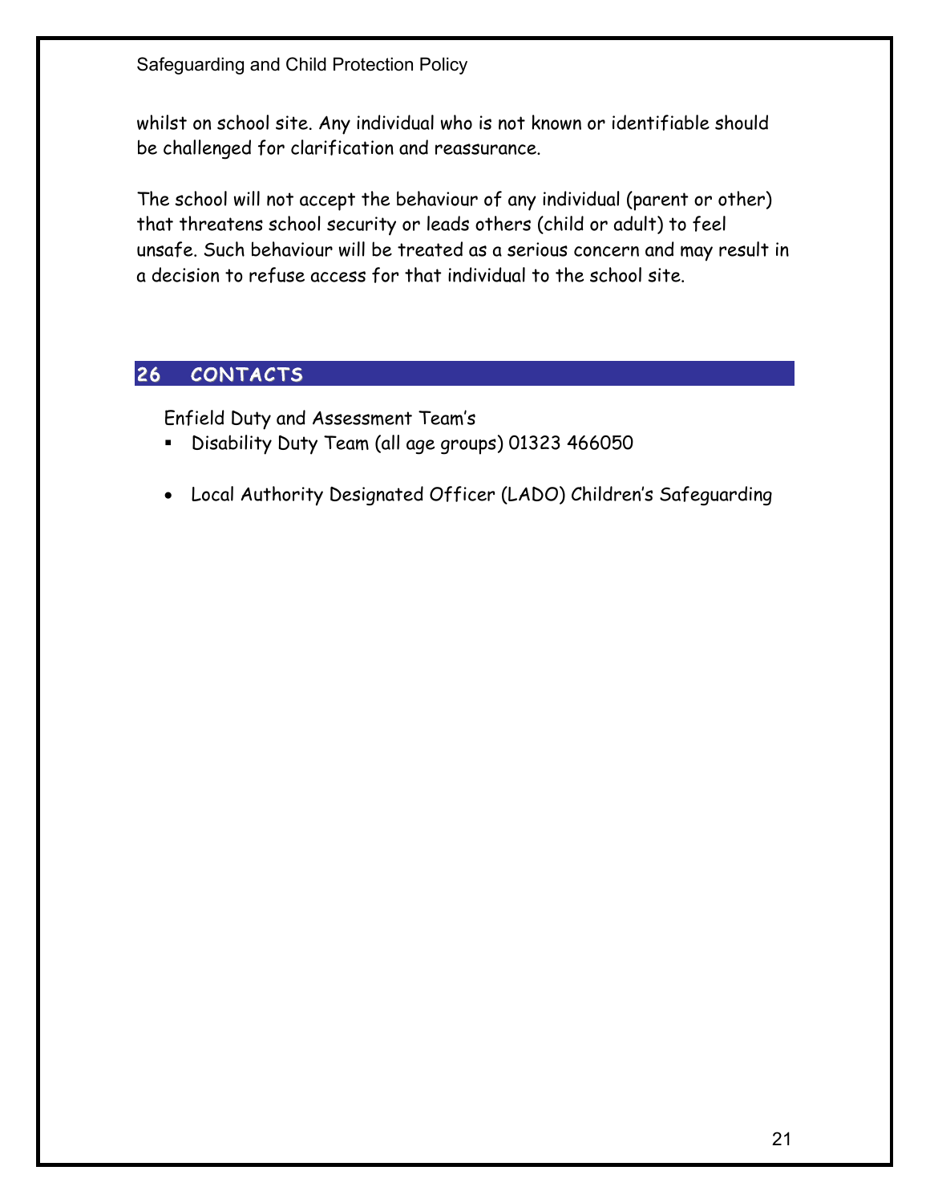whilst on school site. Any individual who is not known or identifiable should be challenged for clarification and reassurance.

The school will not accept the behaviour of any individual (parent or other) that threatens school security or leads others (child or adult) to feel unsafe. Such behaviour will be treated as a serious concern and may result in a decision to refuse access for that individual to the school site.

## 26 CONTACTS

Enfield Duty and Assessment Team's

- Disability Duty Team (all age groups) 01323 466050

- Local Authority Designated Officer (LADO) Children's Safeguarding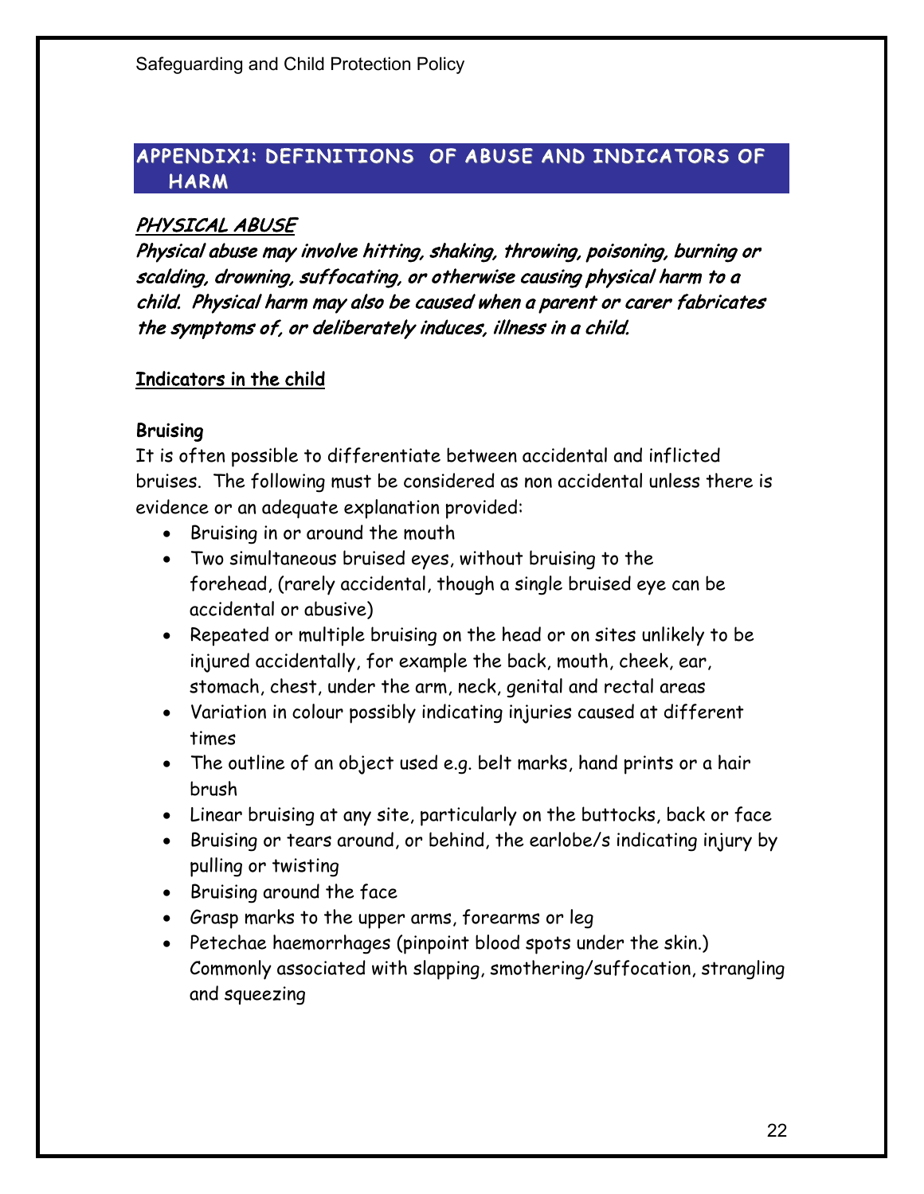## APPENDIX1: DEFINITIONS OF ABUSE AND INDICATORS OF HARM

### *PHYSICAL ABUSE*

***Physical abuse may involve hitting, shaking, throwing, poisoning, burning or scalding, drowning, suffocating, or otherwise causing physical harm to a child. Physical harm may also be caused when a parent or carer fabricates the symptoms of, or deliberately induces, illness in a child.***

**Indicators in the child**

**Bruising**

It is often possible to differentiate between accidental and inflicted bruises. The following must be considered as non accidental unless there is evidence or an adequate explanation provided:

- Bruising in or around the mouth
- Two simultaneous bruised eyes, without bruising to the forehead, (rarely accidental, though a single bruised eye can be accidental or abusive)
- Repeated or multiple bruising on the head or on sites unlikely to be injured accidentally, for example the back, mouth, cheek, ear, stomach, chest, under the arm, neck, genital and rectal areas
- Variation in colour possibly indicating injuries caused at different times
- The outline of an object used e.g. belt marks, hand prints or a hair brush
- Linear bruising at any site, particularly on the buttocks, back or face
- Bruising or tears around, or behind, the earlobe/s indicating injury by pulling or twisting
- Bruising around the face
- Grasp marks to the upper arms, forearms or leg
- Petechae haemorrhages (pinpoint blood spots under the skin.) Commonly associated with slapping, smothering/suffocation, strangling and squeezing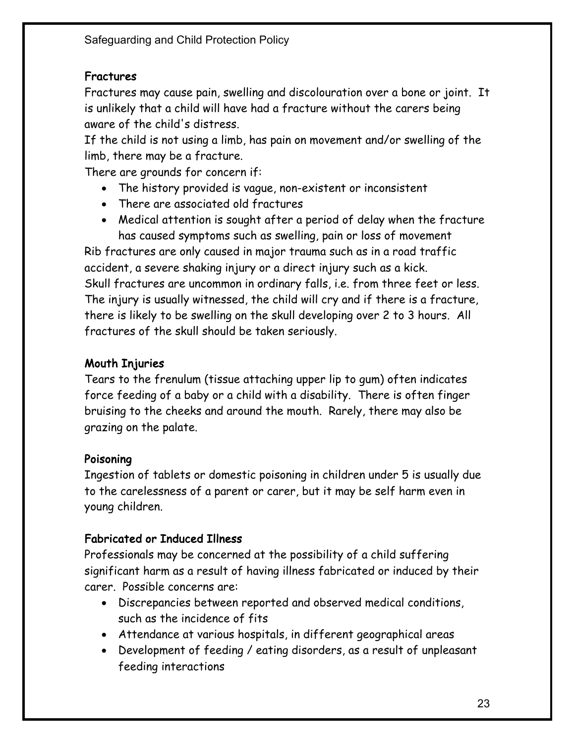### Fractures

Fractures may cause pain, swelling and discolouration over a bone or joint. It is unlikely that a child will have had a fracture without the carers being aware of the child's distress.

If the child is not using a limb, has pain on movement and/or swelling of the limb, there may be a fracture.

There are grounds for concern if:

- The history provided is vague, non-existent or inconsistent
- There are associated old fractures
- Medical attention is sought after a period of delay when the fracture has caused symptoms such as swelling, pain or loss of movement

Rib fractures are only caused in major trauma such as in a road traffic accident, a severe shaking injury or a direct injury such as a kick.

Skull fractures are uncommon in ordinary falls, i.e. from three feet or less. The injury is usually witnessed, the child will cry and if there is a fracture, there is likely to be swelling on the skull developing over 2 to 3 hours. All fractures of the skull should be taken seriously.

### Mouth Injuries

Tears to the frenulum (tissue attaching upper lip to gum) often indicates force feeding of a baby or a child with a disability. There is often finger bruising to the cheeks and around the mouth. Rarely, there may also be grazing on the palate.

### Poisoning

Ingestion of tablets or domestic poisoning in children under 5 is usually due to the carelessness of a parent or carer, but it may be self harm even in young children.

### Fabricated or Induced Illness

Professionals may be concerned at the possibility of a child suffering significant harm as a result of having illness fabricated or induced by their carer. Possible concerns are:

- Discrepancies between reported and observed medical conditions, such as the incidence of fits
- Attendance at various hospitals, in different geographical areas
- Development of feeding / eating disorders, as a result of unpleasant feeding interactions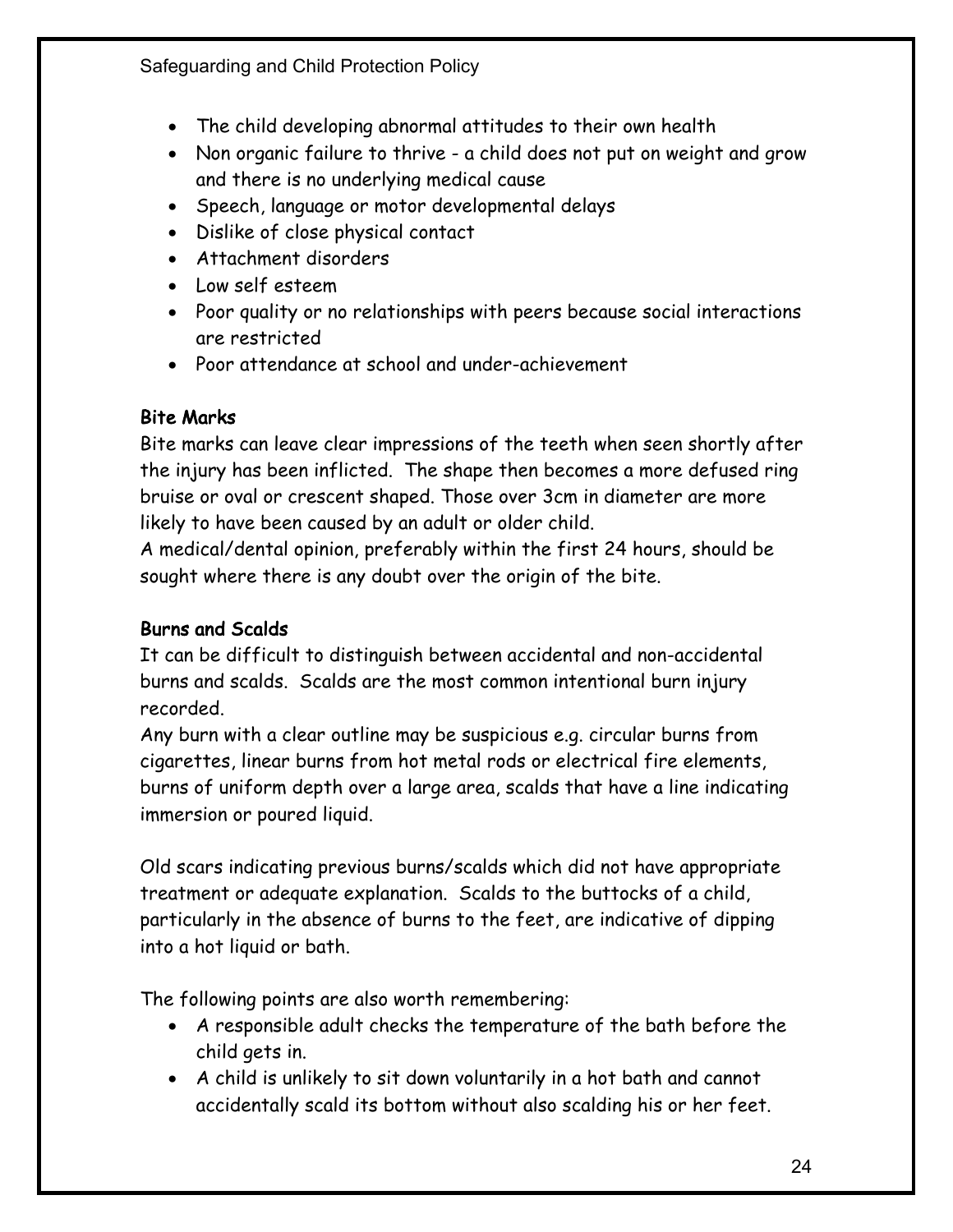- The child developing abnormal attitudes to their own health
- Non organic failure to thrive - a child does not put on weight and grow and there is no underlying medical cause
- Speech, language or motor developmental delays
- Dislike of close physical contact
- Attachment disorders
- Low self esteem
- Poor quality or no relationships with peers because social interactions are restricted
- Poor attendance at school and under-achievement

**Bite Marks**

Bite marks can leave clear impressions of the teeth when seen shortly after the injury has been inflicted. The shape then becomes a more defused ring bruise or oval or crescent shaped. Those over 3cm in diameter are more likely to have been caused by an adult or older child.

A medical/dental opinion, preferably within the first 24 hours, should be sought where there is any doubt over the origin of the bite.

**Burns and Scalds**

It can be difficult to distinguish between accidental and non-accidental burns and scalds. Scalds are the most common intentional burn injury recorded.

Any burn with a clear outline may be suspicious e.g. circular burns from cigarettes, linear burns from hot metal rods or electrical fire elements, burns of uniform depth over a large area, scalds that have a line indicating immersion or poured liquid.

Old scars indicating previous burns/scalds which did not have appropriate treatment or adequate explanation. Scalds to the buttocks of a child, particularly in the absence of burns to the feet, are indicative of dipping into a hot liquid or bath.

The following points are also worth remembering:

- A responsible adult checks the temperature of the bath before the child gets in.
- A child is unlikely to sit down voluntarily in a hot bath and cannot accidentally scald its bottom without also scalding his or her feet.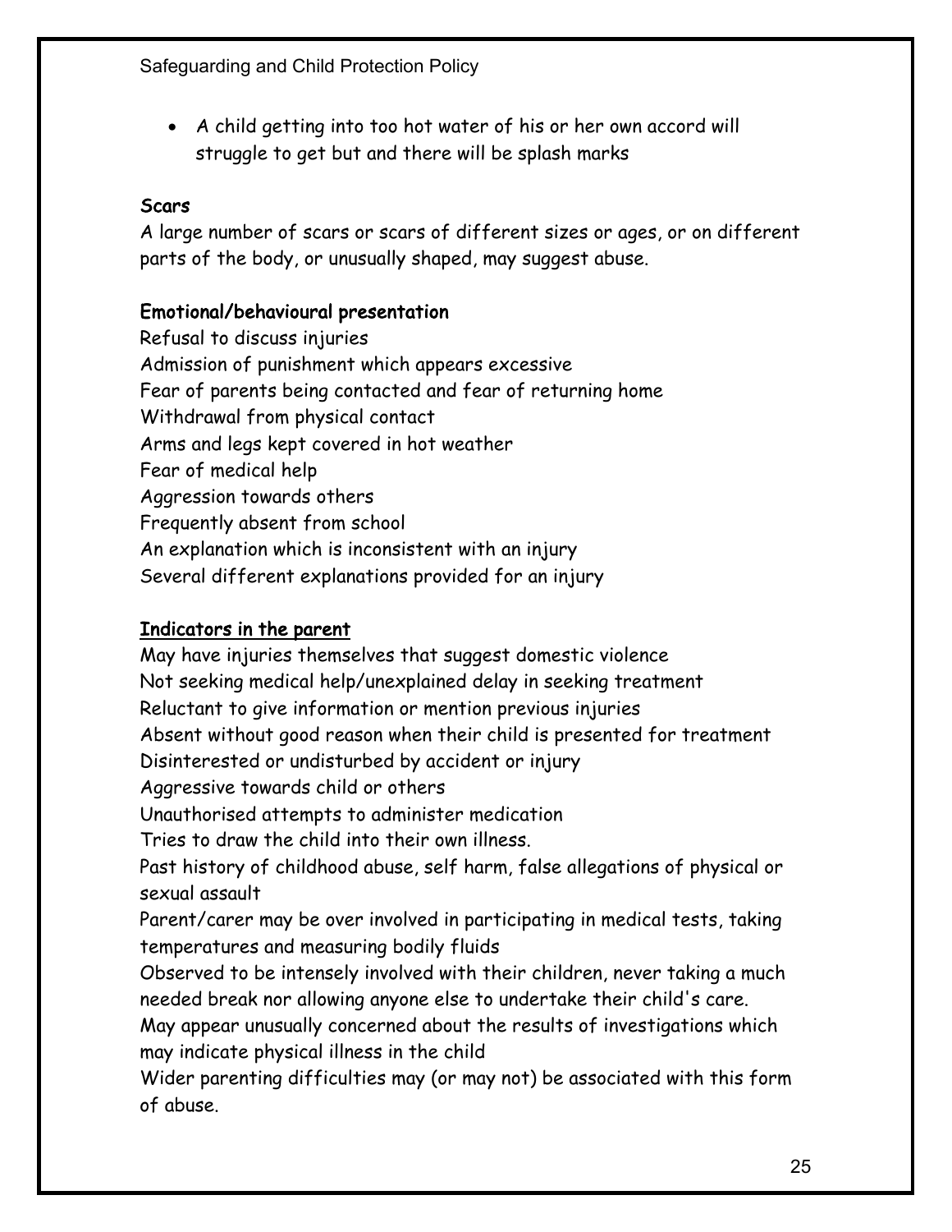- A child getting into too hot water of his or her own accord will struggle to get but and there will be splash marks

**Scars**

A large number of scars or scars of different sizes or ages, or on different parts of the body, or unusually shaped, may suggest abuse.

**Emotional/behavioural presentation**

Refusal to discuss injuries
Admission of punishment which appears excessive
Fear of parents being contacted and fear of returning home
Withdrawal from physical contact
Arms and legs kept covered in hot weather
Fear of medical help
Aggression towards others
Frequently absent from school
An explanation which is inconsistent with an injury
Several different explanations provided for an injury

**Indicators in the parent**

May have injuries themselves that suggest domestic violence
Not seeking medical help/unexplained delay in seeking treatment
Reluctant to give information or mention previous injuries
Absent without good reason when their child is presented for treatment
Disinterested or undisturbed by accident or injury
Aggressive towards child or others
Unauthorised attempts to administer medication
Tries to draw the child into their own illness.
Past history of childhood abuse, self harm, false allegations of physical or sexual assault
Parent/carer may be over involved in participating in medical tests, taking temperatures and measuring bodily fluids
Observed to be intensely involved with their children, never taking a much needed break nor allowing anyone else to undertake their child's care.
May appear unusually concerned about the results of investigations which may indicate physical illness in the child
Wider parenting difficulties may (or may not) be associated with this form of abuse.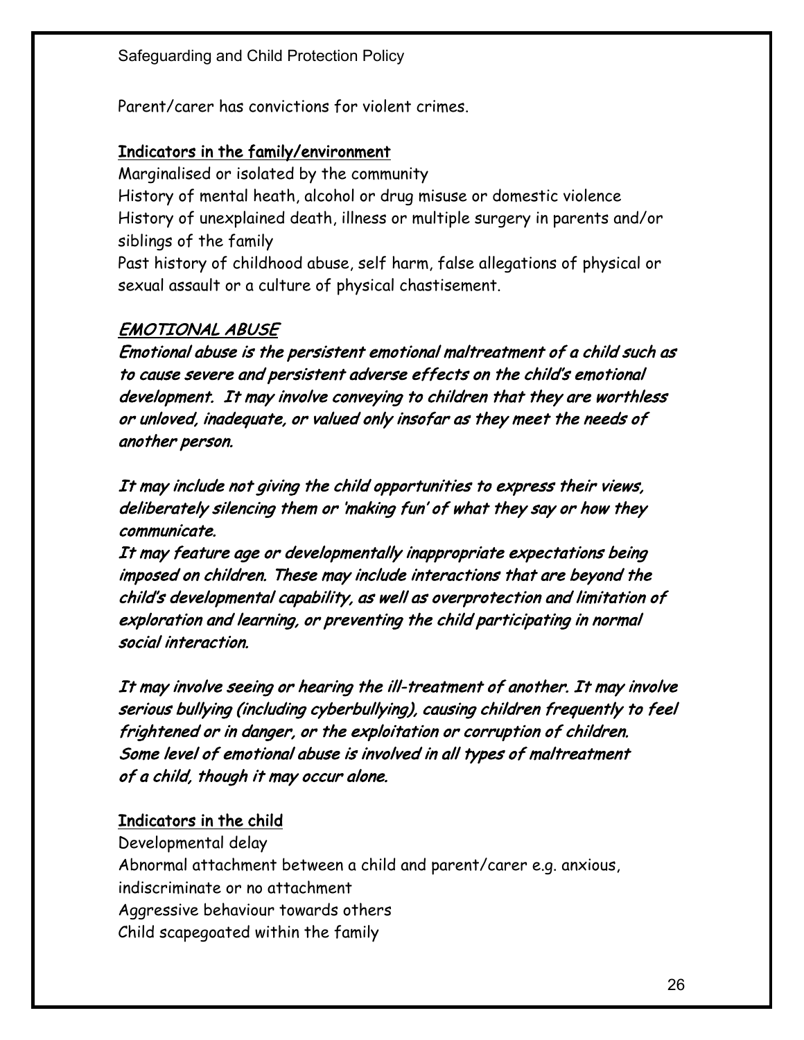Parent/carer has convictions for violent crimes.

**Indicators in the family/environment**

Marginalised or isolated by the community
History of mental heath, alcohol or drug misuse or domestic violence
History of unexplained death, illness or multiple surgery in parents and/or siblings of the family
Past history of childhood abuse, self harm, false allegations of physical or sexual assault or a culture of physical chastisement.

## *EMOTIONAL ABUSE*

***Emotional abuse is the persistent emotional maltreatment of a child such as to cause severe and persistent adverse effects on the child's emotional development. It may involve conveying to children that they are worthless or unloved, inadequate, or valued only insofar as they meet the needs of another person.***

***It may include not giving the child opportunities to express their views, deliberately silencing them or 'making fun' of what they say or how they communicate.***
***It may feature age or developmentally inappropriate expectations being imposed on children. These may include interactions that are beyond the child's developmental capability, as well as overprotection and limitation of exploration and learning, or preventing the child participating in normal social interaction.***

***It may involve seeing or hearing the ill-treatment of another. It may involve serious bullying (including cyberbullying), causing children frequently to feel frightened or in danger, or the exploitation or corruption of children. Some level of emotional abuse is involved in all types of maltreatment of a child, though it may occur alone.***

**Indicators in the child**

Developmental delay
Abnormal attachment between a child and parent/carer e.g. anxious, indiscriminate or no attachment
Aggressive behaviour towards others
Child scapegoated within the family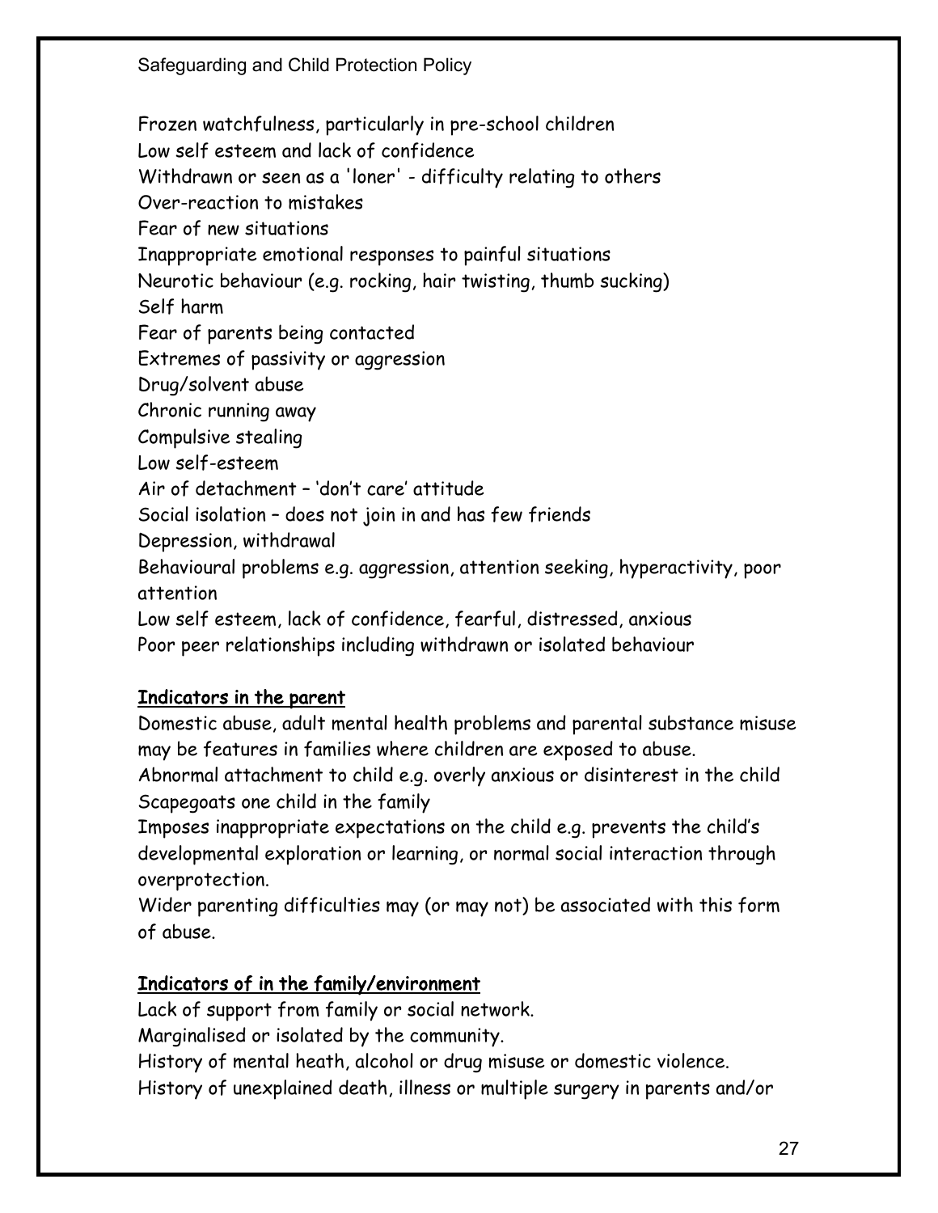Frozen watchfulness, particularly in pre-school children
Low self esteem and lack of confidence
Withdrawn or seen as a 'loner' - difficulty relating to others
Over-reaction to mistakes
Fear of new situations
Inappropriate emotional responses to painful situations
Neurotic behaviour (e.g. rocking, hair twisting, thumb sucking)
Self harm
Fear of parents being contacted
Extremes of passivity or aggression
Drug/solvent abuse
Chronic running away
Compulsive stealing
Low self-esteem
Air of detachment – 'don't care' attitude
Social isolation – does not join in and has few friends
Depression, withdrawal
Behavioural problems e.g. aggression, attention seeking, hyperactivity, poor attention
Low self esteem, lack of confidence, fearful, distressed, anxious
Poor peer relationships including withdrawn or isolated behaviour

**Indicators in the parent**

Domestic abuse, adult mental health problems and parental substance misuse may be features in families where children are exposed to abuse.
Abnormal attachment to child e.g. overly anxious or disinterest in the child
Scapegoats one child in the family
Imposes inappropriate expectations on the child e.g. prevents the child's developmental exploration or learning, or normal social interaction through overprotection.
Wider parenting difficulties may (or may not) be associated with this form of abuse.

**Indicators of in the family/environment**

Lack of support from family or social network.
Marginalised or isolated by the community.
History of mental heath, alcohol or drug misuse or domestic violence.
History of unexplained death, illness or multiple surgery in parents and/or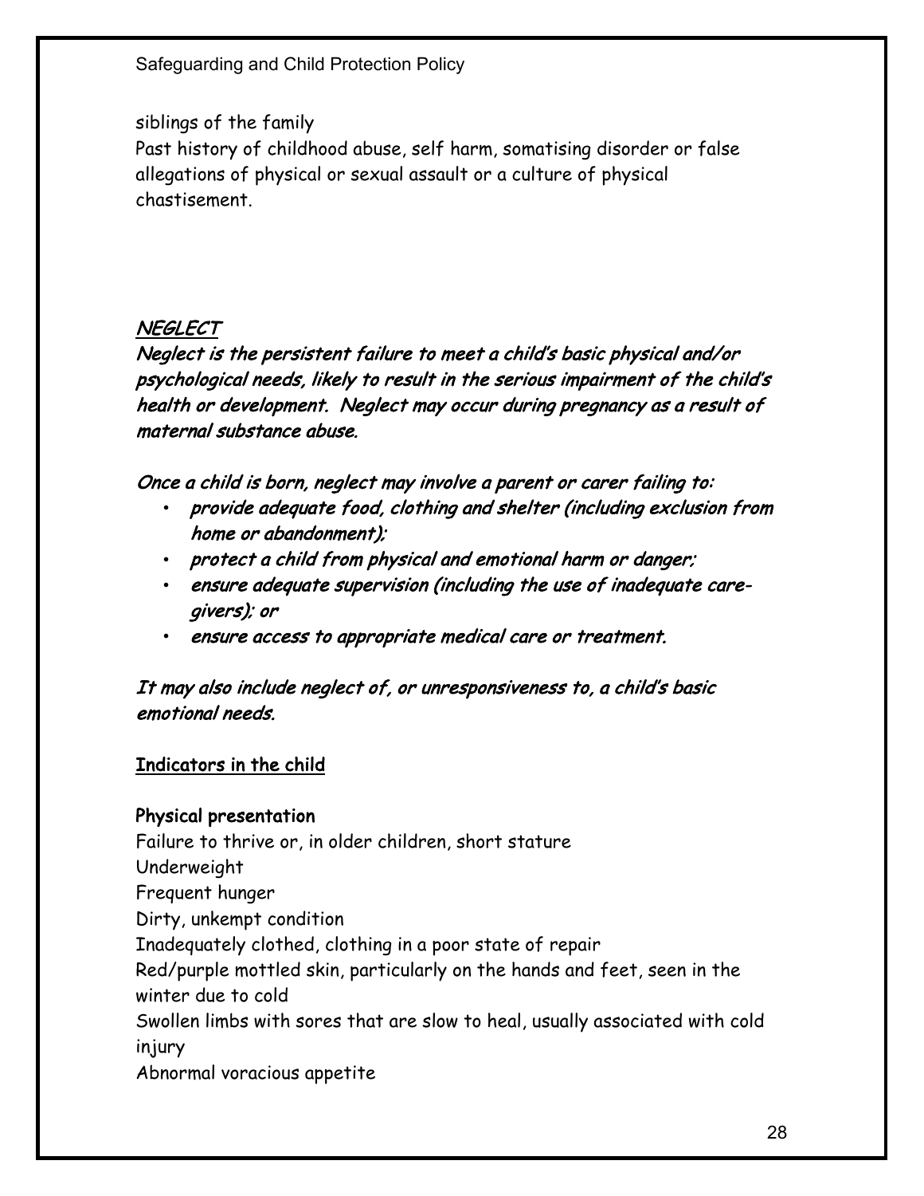siblings of the family
Past history of childhood abuse, self harm, somatising disorder or false allegations of physical or sexual assault or a culture of physical chastisement.

## ***NEGLECT***

***Neglect is the persistent failure to meet a child's basic physical and/or psychological needs, likely to result in the serious impairment of the child's health or development. Neglect may occur during pregnancy as a result of maternal substance abuse.***

***Once a child is born, neglect may involve a parent or carer failing to:***

- ***provide adequate food, clothing and shelter (including exclusion from home or abandonment);***
- ***protect a child from physical and emotional harm or danger;***
- ***ensure adequate supervision (including the use of inadequate care-givers); or***
- ***ensure access to appropriate medical care or treatment.***

***It may also include neglect of, or unresponsiveness to, a child's basic emotional needs.***

### Indicators in the child

**Physical presentation**

Failure to thrive or, in older children, short stature
Underweight
Frequent hunger
Dirty, unkempt condition
Inadequately clothed, clothing in a poor state of repair
Red/purple mottled skin, particularly on the hands and feet, seen in the winter due to cold
Swollen limbs with sores that are slow to heal, usually associated with cold injury
Abnormal voracious appetite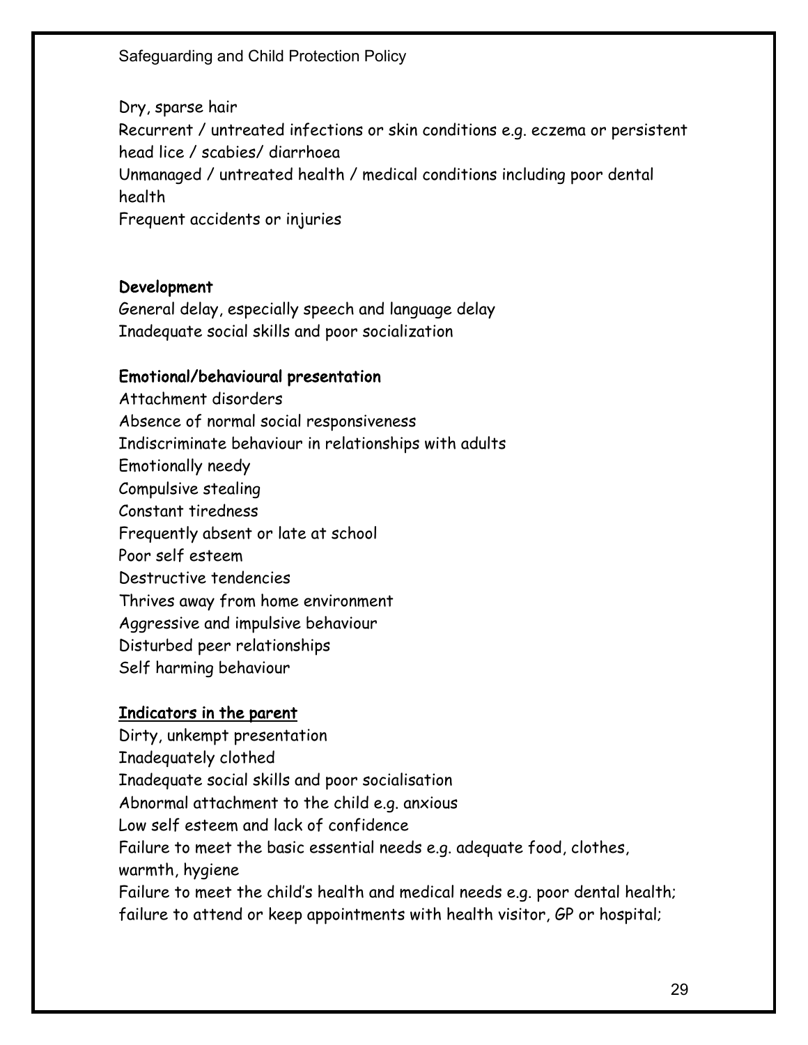Dry, sparse hair

Recurrent / untreated infections or skin conditions e.g. eczema or persistent head lice / scabies/ diarrhoea

Unmanaged / untreated health / medical conditions including poor dental health

Frequent accidents or injuries

**Development**

General delay, especially speech and language delay

Inadequate social skills and poor socialization

**Emotional/behavioural presentation**

Attachment disorders

Absence of normal social responsiveness

Indiscriminate behaviour in relationships with adults

Emotionally needy

Compulsive stealing

Constant tiredness

Frequently absent or late at school

Poor self esteem

Destructive tendencies

Thrives away from home environment

Aggressive and impulsive behaviour

Disturbed peer relationships

Self harming behaviour

**<u>Indicators in the parent</u>**

Dirty, unkempt presentation

Inadequately clothed

Inadequate social skills and poor socialisation

Abnormal attachment to the child e.g. anxious

Low self esteem and lack of confidence

Failure to meet the basic essential needs e.g. adequate food, clothes, warmth, hygiene

Failure to meet the child's health and medical needs e.g. poor dental health; failure to attend or keep appointments with health visitor, GP or hospital;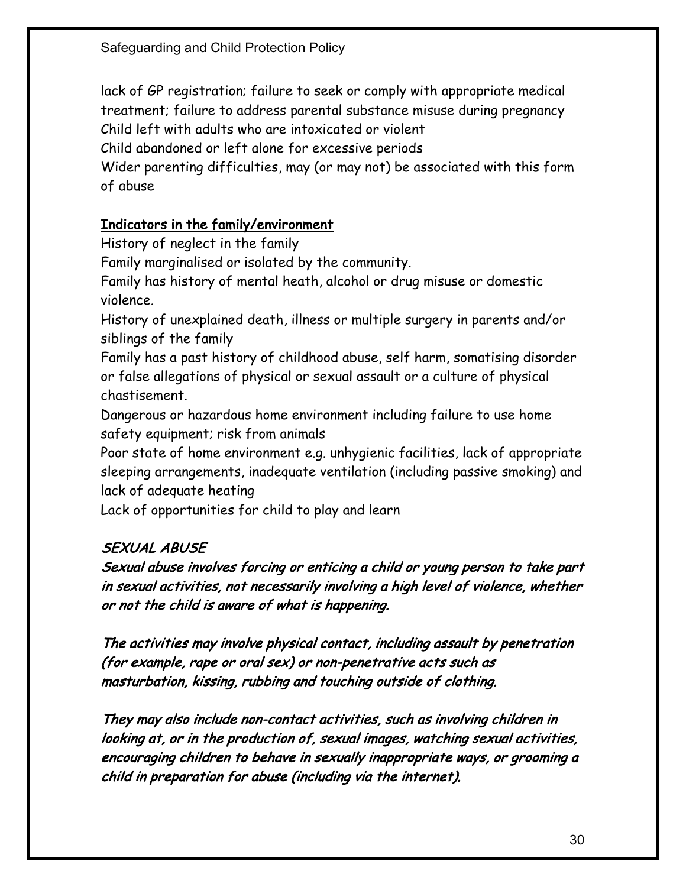lack of GP registration; failure to seek or comply with appropriate medical treatment; failure to address parental substance misuse during pregnancy
Child left with adults who are intoxicated or violent
Child abandoned or left alone for excessive periods
Wider parenting difficulties, may (or may not) be associated with this form of abuse

**Indicators in the family/environment**

History of neglect in the family
Family marginalised or isolated by the community.
Family has history of mental heath, alcohol or drug misuse or domestic violence.
History of unexplained death, illness or multiple surgery in parents and/or siblings of the family
Family has a past history of childhood abuse, self harm, somatising disorder or false allegations of physical or sexual assault or a culture of physical chastisement.
Dangerous or hazardous home environment including failure to use home safety equipment; risk from animals
Poor state of home environment e.g. unhygienic facilities, lack of appropriate sleeping arrangements, inadequate ventilation (including passive smoking) and lack of adequate heating
Lack of opportunities for child to play and learn

***SEXUAL ABUSE***

***Sexual abuse involves forcing or enticing a child or young person to take part in sexual activities, not necessarily involving a high level of violence, whether or not the child is aware of what is happening.***

***The activities may involve physical contact, including assault by penetration (for example, rape or oral sex) or non-penetrative acts such as masturbation, kissing, rubbing and touching outside of clothing.***

***They may also include non-contact activities, such as involving children in looking at, or in the production of, sexual images, watching sexual activities, encouraging children to behave in sexually inappropriate ways, or grooming a child in preparation for abuse (including via the internet).***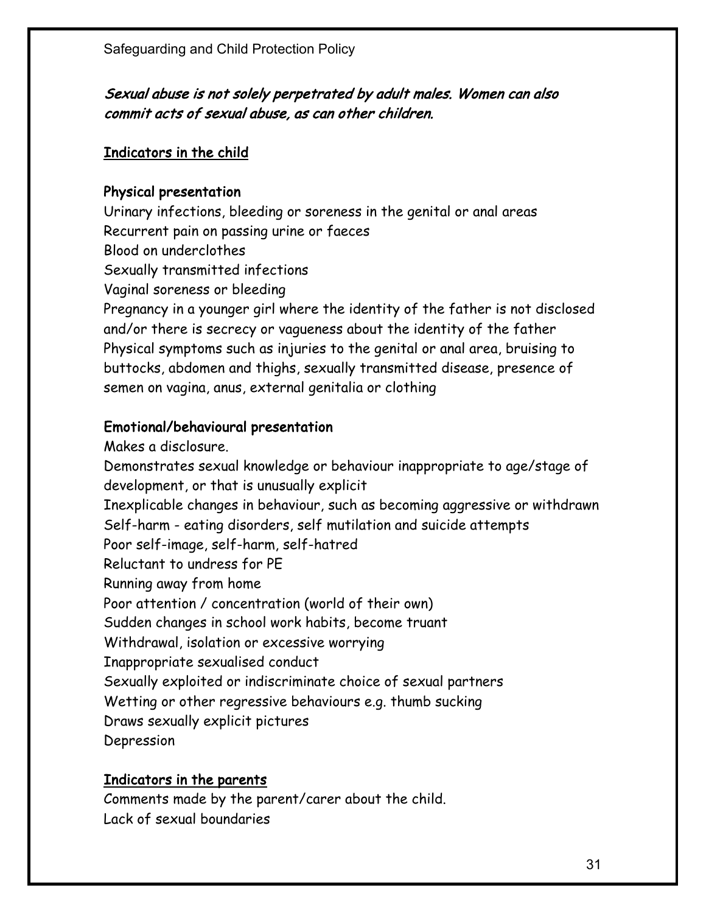*Sexual abuse is not solely perpetrated by adult males. Women can also commit acts of sexual abuse, as can other children.*

## Indicators in the child

### Physical presentation

Urinary infections, bleeding or soreness in the genital or anal areas
Recurrent pain on passing urine or faeces
Blood on underclothes
Sexually transmitted infections
Vaginal soreness or bleeding
Pregnancy in a younger girl where the identity of the father is not disclosed and/or there is secrecy or vagueness about the identity of the father
Physical symptoms such as injuries to the genital or anal area, bruising to buttocks, abdomen and thighs, sexually transmitted disease, presence of semen on vagina, anus, external genitalia or clothing

### Emotional/behavioural presentation

Makes a disclosure.
Demonstrates sexual knowledge or behaviour inappropriate to age/stage of development, or that is unusually explicit
Inexplicable changes in behaviour, such as becoming aggressive or withdrawn
Self-harm - eating disorders, self mutilation and suicide attempts
Poor self-image, self-harm, self-hatred
Reluctant to undress for PE
Running away from home
Poor attention / concentration (world of their own)
Sudden changes in school work habits, become truant
Withdrawal, isolation or excessive worrying
Inappropriate sexualised conduct
Sexually exploited or indiscriminate choice of sexual partners
Wetting or other regressive behaviours e.g. thumb sucking
Draws sexually explicit pictures
Depression

## Indicators in the parents

Comments made by the parent/carer about the child.
Lack of sexual boundaries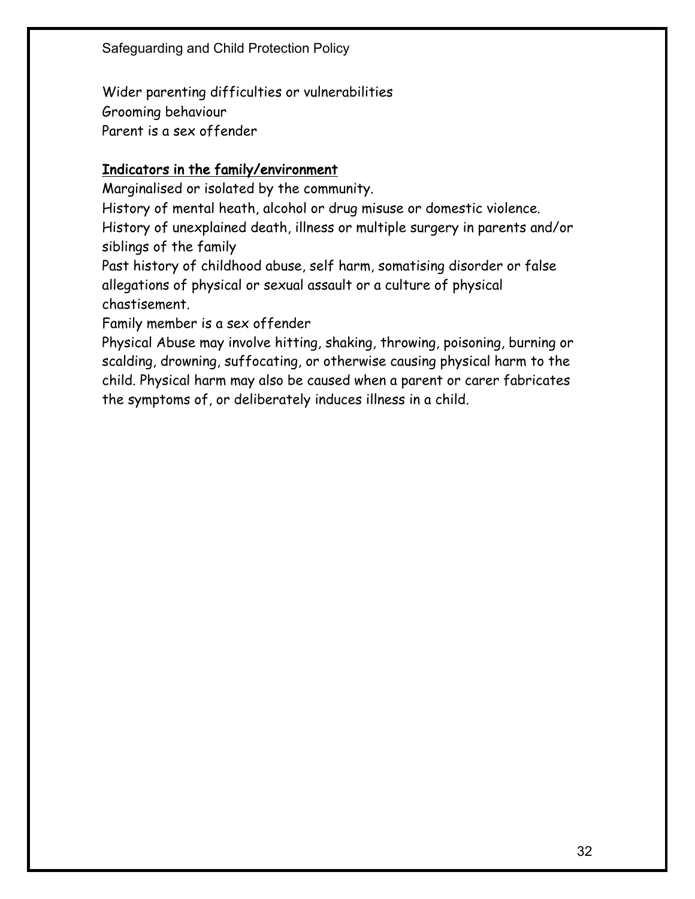Wider parenting difficulties or vulnerabilities
Grooming behaviour
Parent is a sex offender

<u>Indicators in the family/environment</u>

Marginalised or isolated by the community.
History of mental heath, alcohol or drug misuse or domestic violence.
History of unexplained death, illness or multiple surgery in parents and/or siblings of the family
Past history of childhood abuse, self harm, somatising disorder or false allegations of physical or sexual assault or a culture of physical chastisement.
Family member is a sex offender
Physical Abuse may involve hitting, shaking, throwing, poisoning, burning or scalding, drowning, suffocating, or otherwise causing physical harm to the child. Physical harm may also be caused when a parent or carer fabricates the symptoms of, or deliberately induces illness in a child.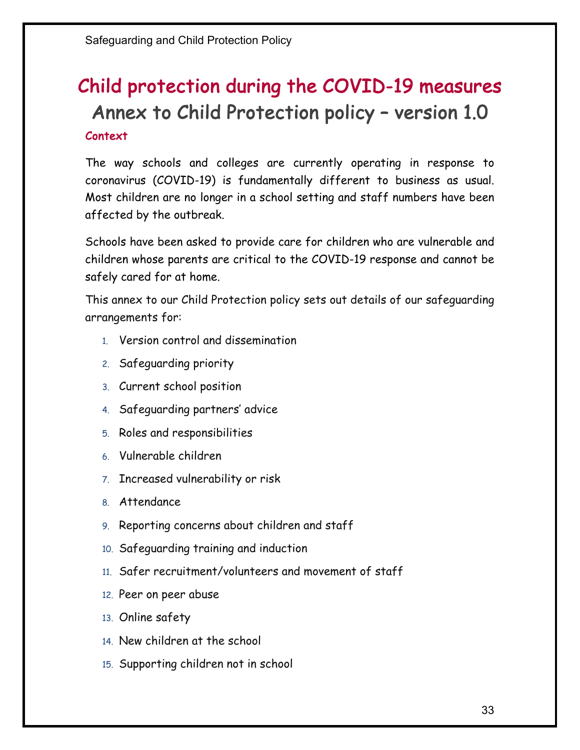# Child protection during the COVID-19 measures

## Annex to Child Protection policy – version 1.0

### Context

The way schools and colleges are currently operating in response to coronavirus (COVID-19) is fundamentally different to business as usual. Most children are no longer in a school setting and staff numbers have been affected by the outbreak.

Schools have been asked to provide care for children who are vulnerable and children whose parents are critical to the COVID-19 response and cannot be safely cared for at home.

This annex to our Child Protection policy sets out details of our safeguarding arrangements for:

1. Version control and dissemination
2. Safeguarding priority
3. Current school position
4. Safeguarding partners' advice
5. Roles and responsibilities
6. Vulnerable children
7. Increased vulnerability or risk
8. Attendance
9. Reporting concerns about children and staff
10. Safeguarding training and induction
11. Safer recruitment/volunteers and movement of staff
12. Peer on peer abuse
13. Online safety
14. New children at the school
15. Supporting children not in school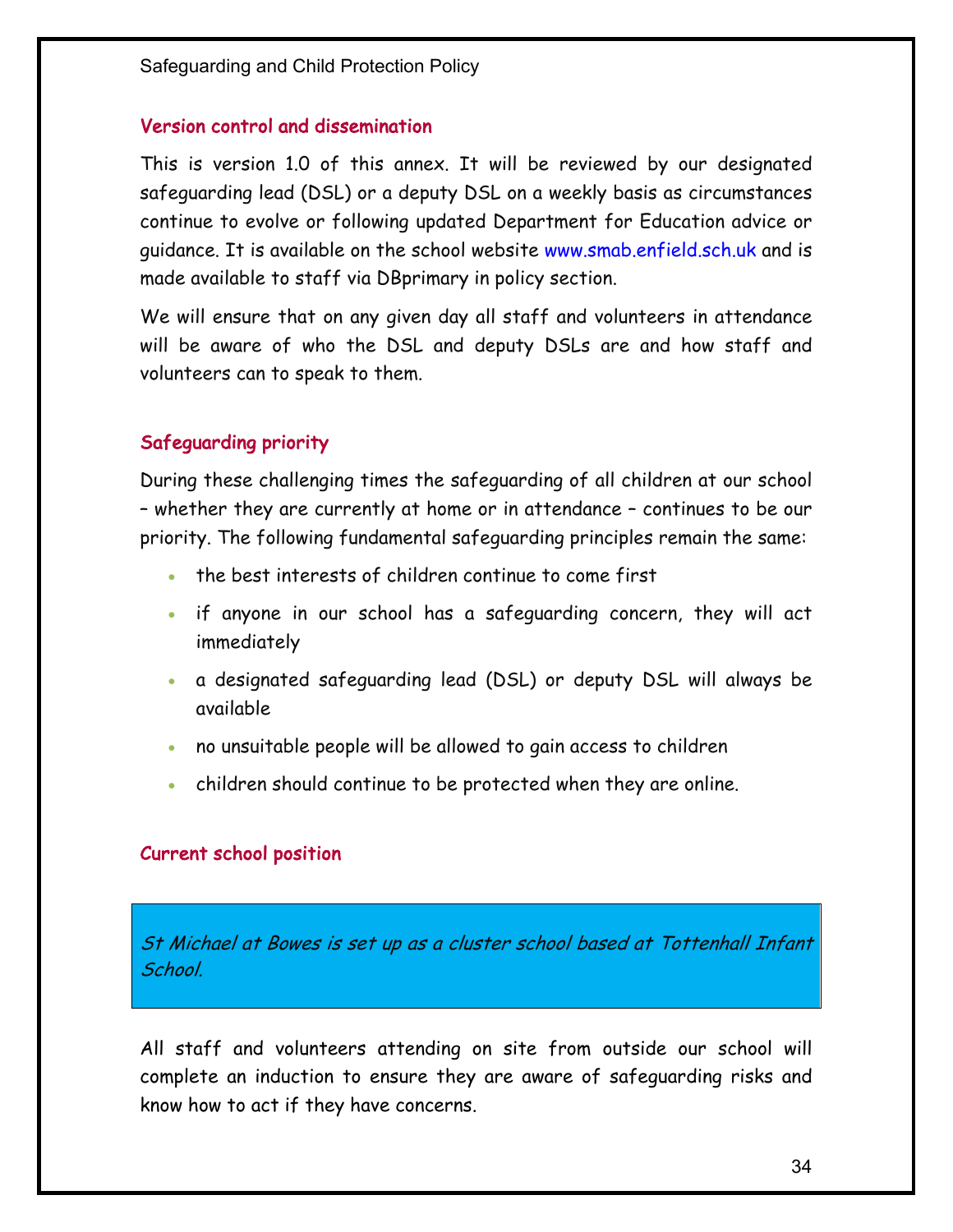## Version control and dissemination

This is version 1.0 of this annex. It will be reviewed by our designated safeguarding lead (DSL) or a deputy DSL on a weekly basis as circumstances continue to evolve or following updated Department for Education advice or guidance. It is available on the school website www.smab.enfield.sch.uk and is made available to staff via DBprimary in policy section.

We will ensure that on any given day all staff and volunteers in attendance will be aware of who the DSL and deputy DSLs are and how staff and volunteers can to speak to them.

## Safeguarding priority

During these challenging times the safeguarding of all children at our school – whether they are currently at home or in attendance – continues to be our priority. The following fundamental safeguarding principles remain the same:

- the best interests of children continue to come first
- if anyone in our school has a safeguarding concern, they will act immediately
- a designated safeguarding lead (DSL) or deputy DSL will always be available
- no unsuitable people will be allowed to gain access to children
- children should continue to be protected when they are online.

## Current school position

*St Michael at Bowes is set up as a cluster school based at Tottenhall Infant School.*

All staff and volunteers attending on site from outside our school will complete an induction to ensure they are aware of safeguarding risks and know how to act if they have concerns.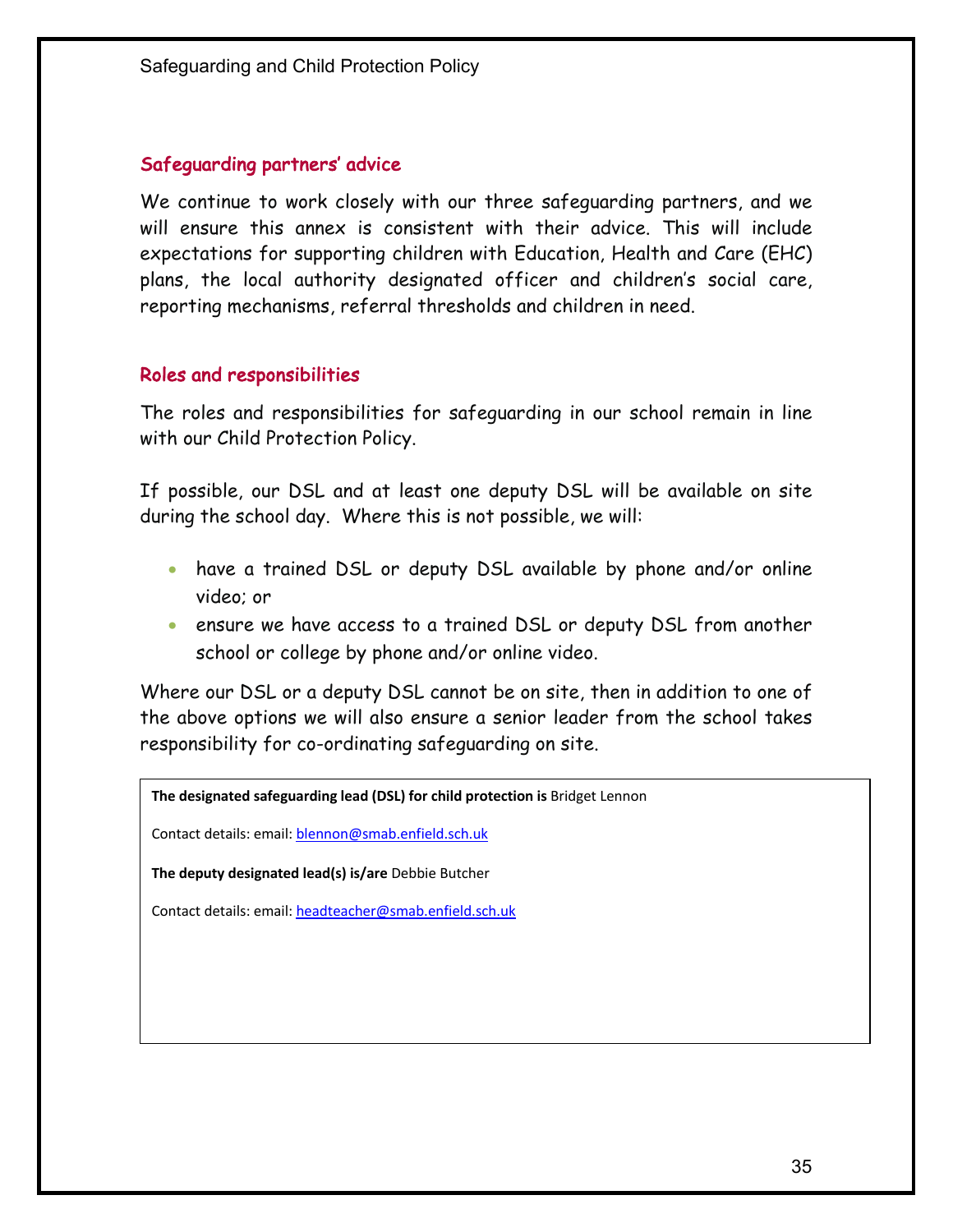## Safeguarding partners' advice

We continue to work closely with our three safeguarding partners, and we will ensure this annex is consistent with their advice. This will include expectations for supporting children with Education, Health and Care (EHC) plans, the local authority designated officer and children's social care, reporting mechanisms, referral thresholds and children in need.

## Roles and responsibilities

The roles and responsibilities for safeguarding in our school remain in line with our Child Protection Policy.

If possible, our DSL and at least one deputy DSL will be available on site during the school day. Where this is not possible, we will:

- have a trained DSL or deputy DSL available by phone and/or online video; or
- ensure we have access to a trained DSL or deputy DSL from another school or college by phone and/or online video.

Where our DSL or a deputy DSL cannot be on site, then in addition to one of the above options we will also ensure a senior leader from the school takes responsibility for co-ordinating safeguarding on site.

**The designated safeguarding lead (DSL) for child protection is** Bridget Lennon

Contact details: email: blennon@smab.enfield.sch.uk

**The deputy designated lead(s) is/are** Debbie Butcher

Contact details: email: headteacher@smab.enfield.sch.uk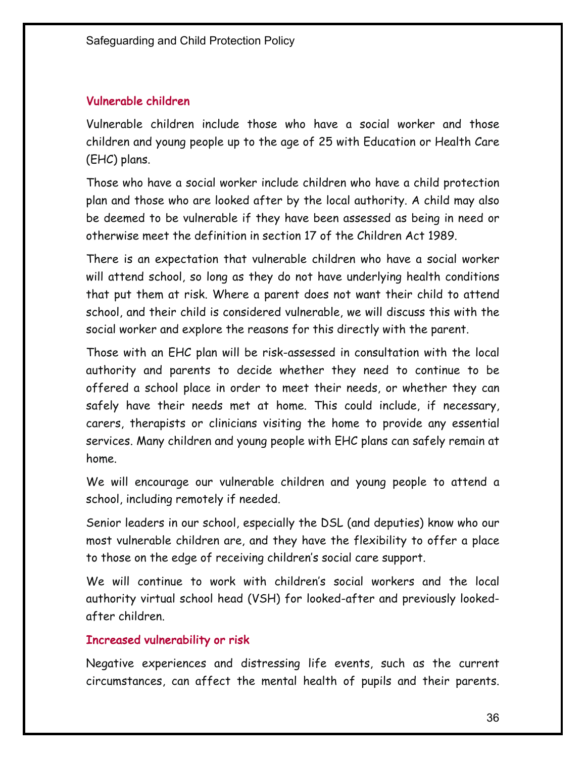### Vulnerable children

Vulnerable children include those who have a social worker and those children and young people up to the age of 25 with Education or Health Care (EHC) plans.

Those who have a social worker include children who have a child protection plan and those who are looked after by the local authority. A child may also be deemed to be vulnerable if they have been assessed as being in need or otherwise meet the definition in section 17 of the Children Act 1989.

There is an expectation that vulnerable children who have a social worker will attend school, so long as they do not have underlying health conditions that put them at risk. Where a parent does not want their child to attend school, and their child is considered vulnerable, we will discuss this with the social worker and explore the reasons for this directly with the parent.

Those with an EHC plan will be risk-assessed in consultation with the local authority and parents to decide whether they need to continue to be offered a school place in order to meet their needs, or whether they can safely have their needs met at home. This could include, if necessary, carers, therapists or clinicians visiting the home to provide any essential services. Many children and young people with EHC plans can safely remain at home.

We will encourage our vulnerable children and young people to attend a school, including remotely if needed.

Senior leaders in our school, especially the DSL (and deputies) know who our most vulnerable children are, and they have the flexibility to offer a place to those on the edge of receiving children's social care support.

We will continue to work with children's social workers and the local authority virtual school head (VSH) for looked-after and previously looked-after children.

### Increased vulnerability or risk

Negative experiences and distressing life events, such as the current circumstances, can affect the mental health of pupils and their parents.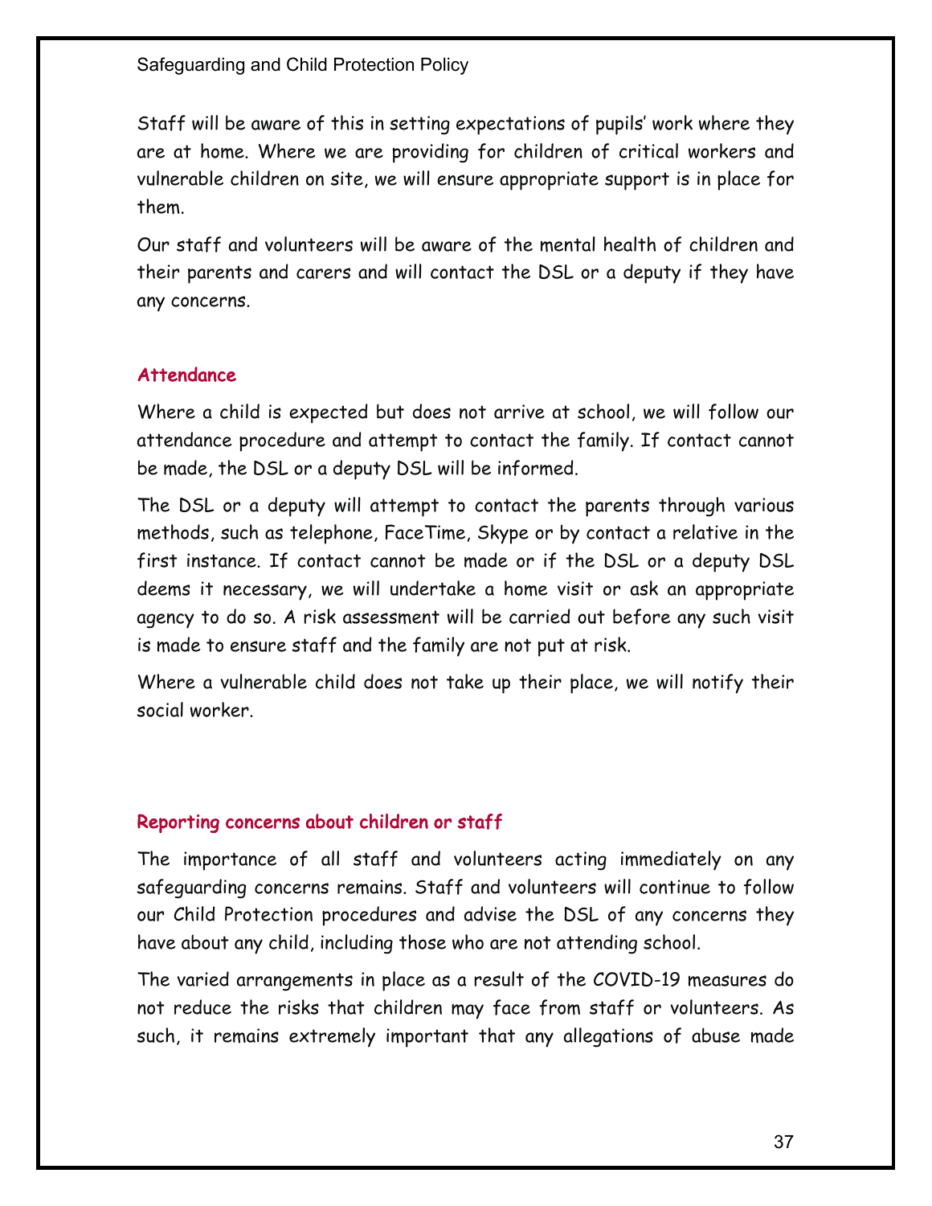Staff will be aware of this in setting expectations of pupils' work where they are at home. Where we are providing for children of critical workers and vulnerable children on site, we will ensure appropriate support is in place for them.

Our staff and volunteers will be aware of the mental health of children and their parents and carers and will contact the DSL or a deputy if they have any concerns.

## Attendance

Where a child is expected but does not arrive at school, we will follow our attendance procedure and attempt to contact the family. If contact cannot be made, the DSL or a deputy DSL will be informed.

The DSL or a deputy will attempt to contact the parents through various methods, such as telephone, FaceTime, Skype or by contact a relative in the first instance. If contact cannot be made or if the DSL or a deputy DSL deems it necessary, we will undertake a home visit or ask an appropriate agency to do so. A risk assessment will be carried out before any such visit is made to ensure staff and the family are not put at risk.

Where a vulnerable child does not take up their place, we will notify their social worker.

## Reporting concerns about children or staff

The importance of all staff and volunteers acting immediately on any safeguarding concerns remains. Staff and volunteers will continue to follow our Child Protection procedures and advise the DSL of any concerns they have about any child, including those who are not attending school.

The varied arrangements in place as a result of the COVID-19 measures do not reduce the risks that children may face from staff or volunteers. As such, it remains extremely important that any allegations of abuse made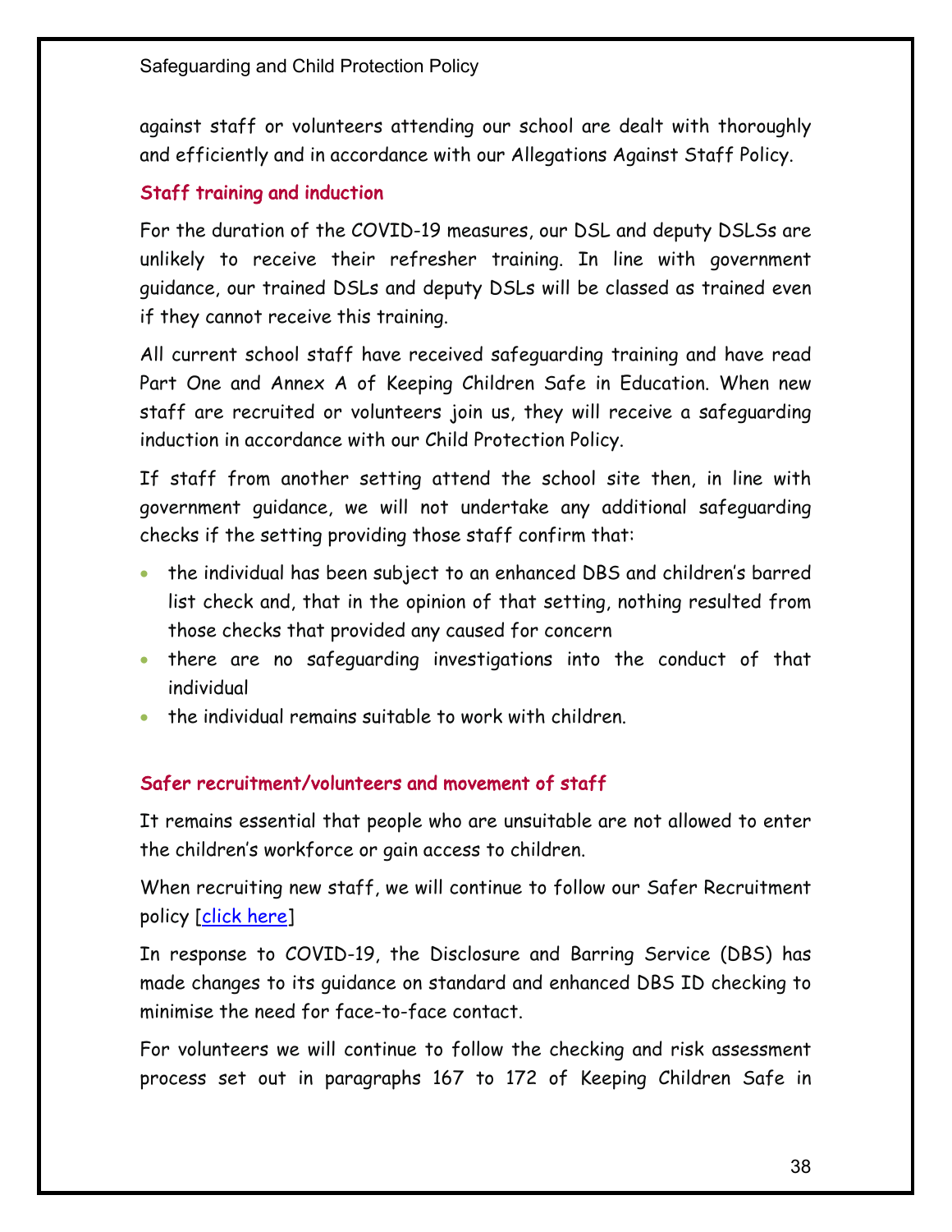against staff or volunteers attending our school are dealt with thoroughly and efficiently and in accordance with our Allegations Against Staff Policy.

### Staff training and induction

For the duration of the COVID-19 measures, our DSL and deputy DSLSs are unlikely to receive their refresher training. In line with government guidance, our trained DSLs and deputy DSLs will be classed as trained even if they cannot receive this training.

All current school staff have received safeguarding training and have read Part One and Annex A of Keeping Children Safe in Education. When new staff are recruited or volunteers join us, they will receive a safeguarding induction in accordance with our Child Protection Policy.

If staff from another setting attend the school site then, in line with government guidance, we will not undertake any additional safeguarding checks if the setting providing those staff confirm that:

- the individual has been subject to an enhanced DBS and children's barred list check and, that in the opinion of that setting, nothing resulted from those checks that provided any caused for concern
- there are no safeguarding investigations into the conduct of that individual
- the individual remains suitable to work with children.

### Safer recruitment/volunteers and movement of staff

It remains essential that people who are unsuitable are not allowed to enter the children's workforce or gain access to children.

When recruiting new staff, we will continue to follow our Safer Recruitment policy [click here]

In response to COVID-19, the Disclosure and Barring Service (DBS) has made changes to its guidance on standard and enhanced DBS ID checking to minimise the need for face-to-face contact.

For volunteers we will continue to follow the checking and risk assessment process set out in paragraphs 167 to 172 of Keeping Children Safe in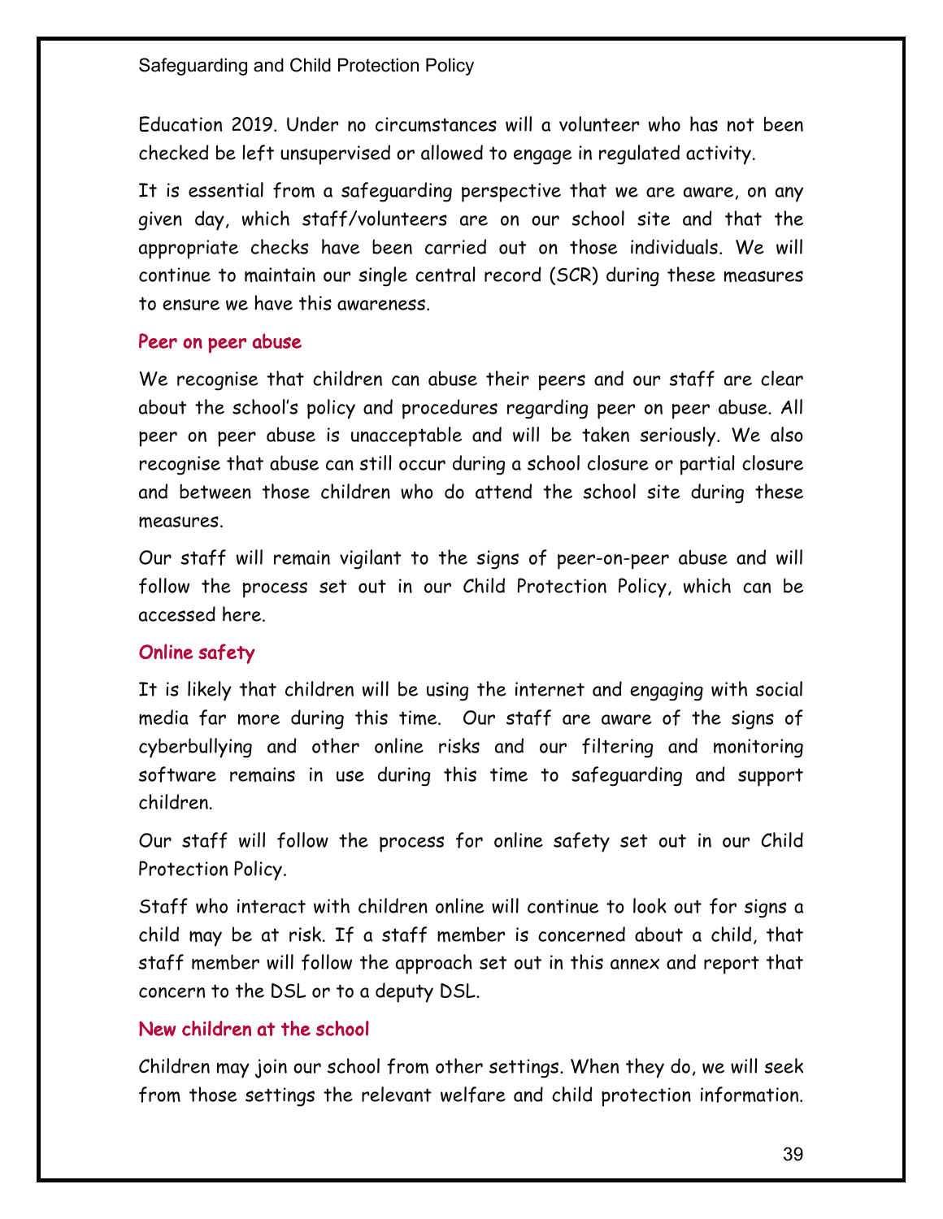Education 2019. Under no circumstances will a volunteer who has not been checked be left unsupervised or allowed to engage in regulated activity.

It is essential from a safeguarding perspective that we are aware, on any given day, which staff/volunteers are on our school site and that the appropriate checks have been carried out on those individuals. We will continue to maintain our single central record (SCR) during these measures to ensure we have this awareness.

### Peer on peer abuse

We recognise that children can abuse their peers and our staff are clear about the school's policy and procedures regarding peer on peer abuse. All peer on peer abuse is unacceptable and will be taken seriously. We also recognise that abuse can still occur during a school closure or partial closure and between those children who do attend the school site during these measures.

Our staff will remain vigilant to the signs of peer-on-peer abuse and will follow the process set out in our Child Protection Policy, which can be accessed here.

### Online safety

It is likely that children will be using the internet and engaging with social media far more during this time. Our staff are aware of the signs of cyberbullying and other online risks and our filtering and monitoring software remains in use during this time to safeguarding and support children.

Our staff will follow the process for online safety set out in our Child Protection Policy.

Staff who interact with children online will continue to look out for signs a child may be at risk. If a staff member is concerned about a child, that staff member will follow the approach set out in this annex and report that concern to the DSL or to a deputy DSL.

### New children at the school

Children may join our school from other settings. When they do, we will seek from those settings the relevant welfare and child protection information.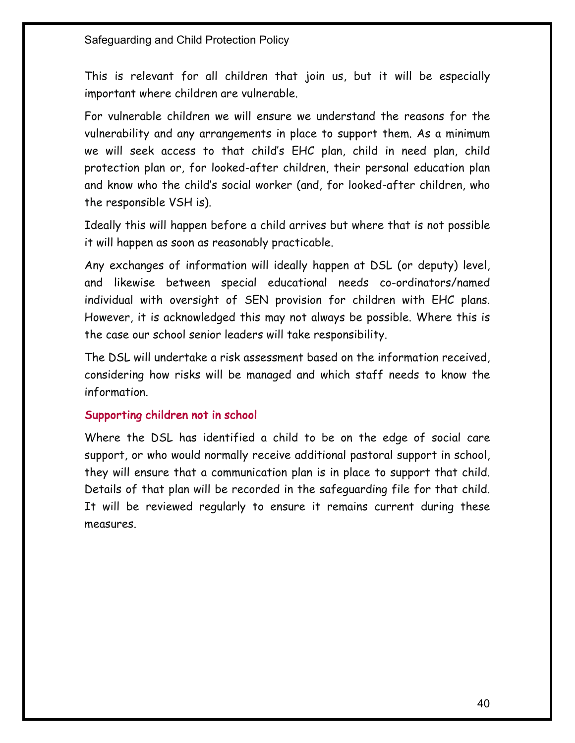This is relevant for all children that join us, but it will be especially important where children are vulnerable.

For vulnerable children we will ensure we understand the reasons for the vulnerability and any arrangements in place to support them. As a minimum we will seek access to that child's EHC plan, child in need plan, child protection plan or, for looked-after children, their personal education plan and know who the child's social worker (and, for looked-after children, who the responsible VSH is).

Ideally this will happen before a child arrives but where that is not possible it will happen as soon as reasonably practicable.

Any exchanges of information will ideally happen at DSL (or deputy) level, and likewise between special educational needs co-ordinators/named individual with oversight of SEN provision for children with EHC plans. However, it is acknowledged this may not always be possible. Where this is the case our school senior leaders will take responsibility.

The DSL will undertake a risk assessment based on the information received, considering how risks will be managed and which staff needs to know the information.

### Supporting children not in school

Where the DSL has identified a child to be on the edge of social care support, or who would normally receive additional pastoral support in school, they will ensure that a communication plan is in place to support that child. Details of that plan will be recorded in the safeguarding file for that child. It will be reviewed regularly to ensure it remains current during these measures.